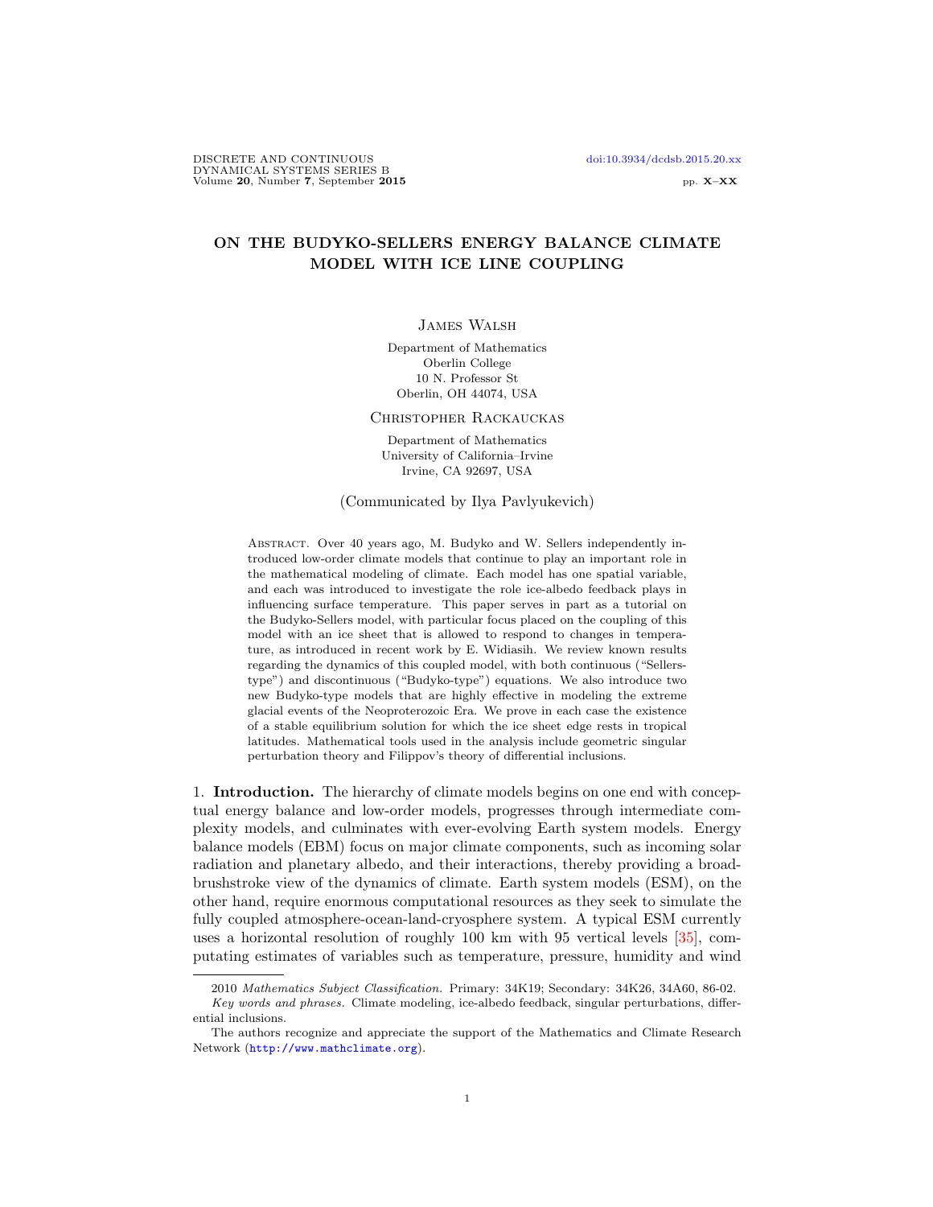# ON THE BUDYKO-SELLERS ENERGY BALANCE CLIMATE MODEL WITH ICE LINE COUPLING

James Walsh

Department of Mathematics
Oberlin College
10 N. Professor St
Oberlin, OH 44074, USA

Christopher Rackauckas

Department of Mathematics
University of California–Irvine
Irvine, CA 92697, USA

(Communicated by Ilya Pavlyukevich)

Abstract. Over 40 years ago, M. Budyko and W. Sellers independently introduced low-order climate models that continue to play an important role in the mathematical modeling of climate. Each model has one spatial variable, and each was introduced to investigate the role ice-albedo feedback plays in influencing surface temperature. This paper serves in part as a tutorial on the Budyko-Sellers model, with particular focus placed on the coupling of this model with an ice sheet that is allowed to respond to changes in temperature, as introduced in recent work by E. Widiasih. We review known results regarding the dynamics of this coupled model, with both continuous ("Sellers-type") and discontinuous ("Budyko-type") equations. We also introduce two new Budyko-type models that are highly effective in modeling the extreme glacial events of the Neoproterozoic Era. We prove in each case the existence of a stable equilibrium solution for which the ice sheet edge rests in tropical latitudes. Mathematical tools used in the analysis include geometric singular perturbation theory and Filippov's theory of differential inclusions.

## 1. Introduction.

The hierarchy of climate models begins on one end with conceptual energy balance and low-order models, progresses through intermediate complexity models, and culminates with ever-evolving Earth system models. Energy balance models (EBM) focus on major climate components, such as incoming solar radiation and planetary albedo, and their interactions, thereby providing a broad-brushstroke view of the dynamics of climate. Earth system models (ESM), on the other hand, require enormous computational resources as they seek to simulate the fully coupled atmosphere-ocean-land-cryosphere system. A typical ESM currently uses a horizontal resolution of roughly 100 km with 95 vertical levels [35], computating estimates of variables such as temperature, pressure, humidity and wind

---

2010 *Mathematics Subject Classification.* Primary: 34K19; Secondary: 34K26, 34A60, 86-02.

*Key words and phrases.* Climate modeling, ice-albedo feedback, singular perturbations, differential inclusions.

The authors recognize and appreciate the support of the Mathematics and Climate Research Network (http://www.mathclimate.org).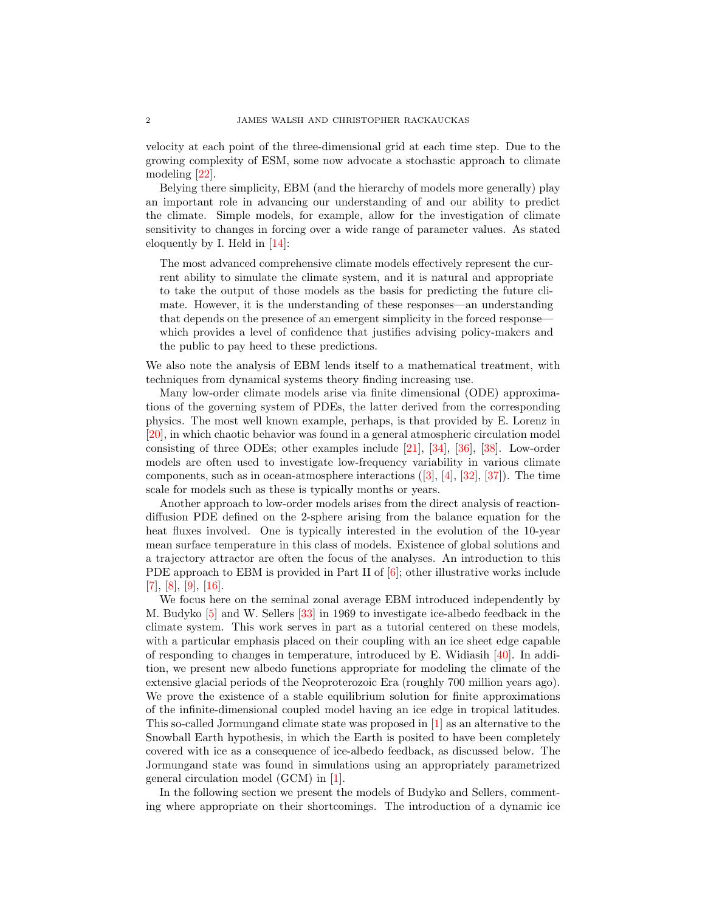velocity at each point of the three-dimensional grid at each time step. Due to the growing complexity of ESM, some now advocate a stochastic approach to climate modeling [22].

Belying there simplicity, EBM (and the hierarchy of models more generally) play an important role in advancing our understanding of and our ability to predict the climate. Simple models, for example, allow for the investigation of climate sensitivity to changes in forcing over a wide range of parameter values. As stated eloquently by I. Held in [14]:

> The most advanced comprehensive climate models effectively represent the current ability to simulate the climate system, and it is natural and appropriate to take the output of those models as the basis for predicting the future climate. However, it is the understanding of these responses—an understanding that depends on the presence of an emergent simplicity in the forced response—which provides a level of confidence that justifies advising policy-makers and the public to pay heed to these predictions.

We also note the analysis of EBM lends itself to a mathematical treatment, with techniques from dynamical systems theory finding increasing use.

Many low-order climate models arise via finite dimensional (ODE) approximations of the governing system of PDEs, the latter derived from the corresponding physics. The most well known example, perhaps, is that provided by E. Lorenz in [20], in which chaotic behavior was found in a general atmospheric circulation model consisting of three ODEs; other examples include [21], [34], [36], [38]. Low-order models are often used to investigate low-frequency variability in various climate components, such as in ocean-atmosphere interactions ([3], [4], [32], [37]). The time scale for models such as these is typically months or years.

Another approach to low-order models arises from the direct analysis of reaction-diffusion PDE defined on the 2-sphere arising from the balance equation for the heat fluxes involved. One is typically interested in the evolution of the 10-year mean surface temperature in this class of models. Existence of global solutions and a trajectory attractor are often the focus of the analyses. An introduction to this PDE approach to EBM is provided in Part II of [6]; other illustrative works include [7], [8], [9], [16].

We focus here on the seminal zonal average EBM introduced independently by M. Budyko [5] and W. Sellers [33] in 1969 to investigate ice-albedo feedback in the climate system. This work serves in part as a tutorial centered on these models, with a particular emphasis placed on their coupling with an ice sheet edge capable of responding to changes in temperature, introduced by E. Widiasih [40]. In addition, we present new albedo functions appropriate for modeling the climate of the extensive glacial periods of the Neoproterozoic Era (roughly 700 million years ago). We prove the existence of a stable equilibrium solution for finite approximations of the infinite-dimensional coupled model having an ice edge in tropical latitudes. This so-called Jormungand climate state was proposed in [1] as an alternative to the Snowball Earth hypothesis, in which the Earth is posited to have been completely covered with ice as a consequence of ice-albedo feedback, as discussed below. The Jormungand state was found in simulations using an appropriately parametrized general circulation model (GCM) in [1].

In the following section we present the models of Budyko and Sellers, commenting where appropriate on their shortcomings. The introduction of a dynamic ice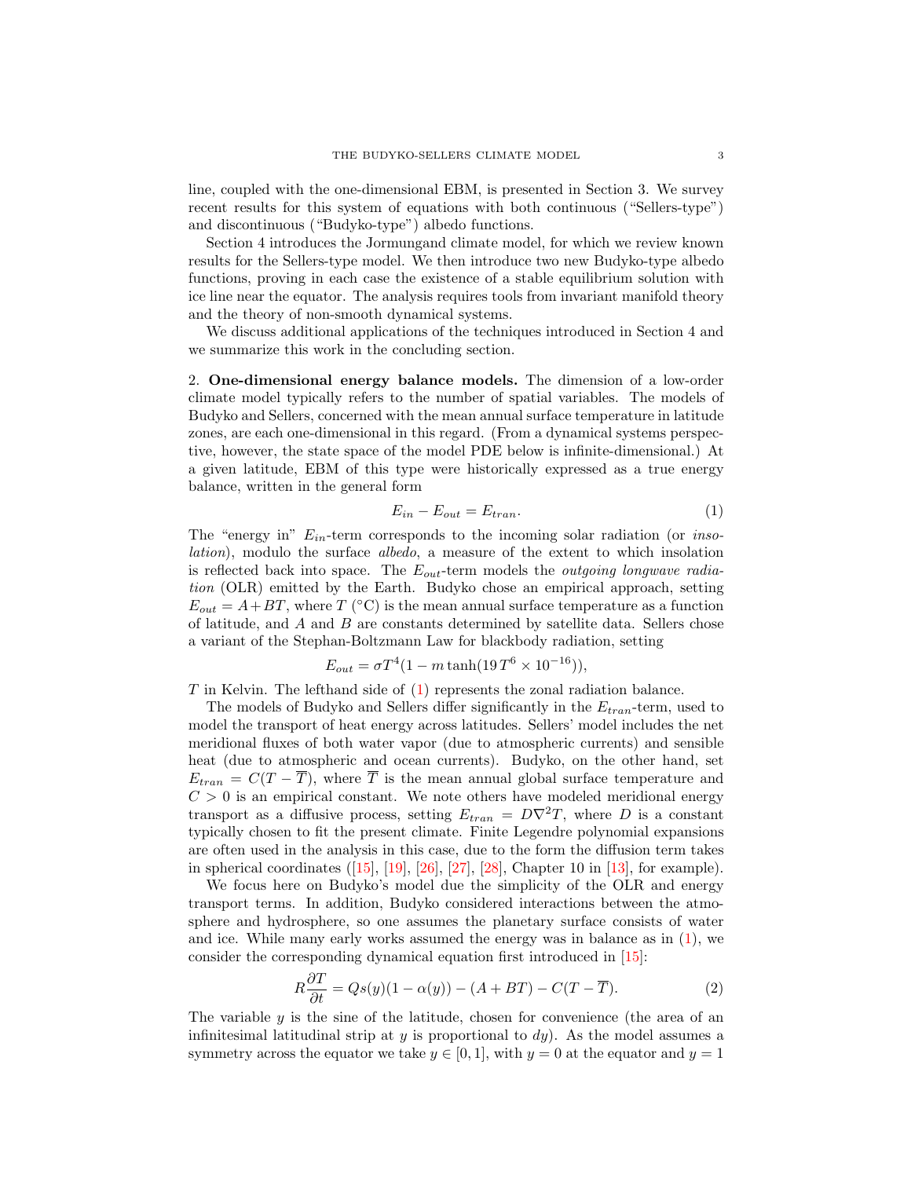line, coupled with the one-dimensional EBM, is presented in Section 3. We survey recent results for this system of equations with both continuous ("Sellers-type") and discontinuous ("Budyko-type") albedo functions.

Section 4 introduces the Jormungand climate model, for which we review known results for the Sellers-type model. We then introduce two new Budyko-type albedo functions, proving in each case the existence of a stable equilibrium solution with ice line near the equator. The analysis requires tools from invariant manifold theory and the theory of non-smooth dynamical systems.

We discuss additional applications of the techniques introduced in Section 4 and we summarize this work in the concluding section.

2. **One-dimensional energy balance models.** The dimension of a low-order climate model typically refers to the number of spatial variables. The models of Budyko and Sellers, concerned with the mean annual surface temperature in latitude zones, are each one-dimensional in this regard. (From a dynamical systems perspective, however, the state space of the model PDE below is infinite-dimensional.) At a given latitude, EBM of this type were historically expressed as a true energy balance, written in the general form

$$E_{in} - E_{out} = E_{tran}. \tag{1}$$

The "energy in" $E_{in}$-term corresponds to the incoming solar radiation (or *insolation*), modulo the surface *albedo*, a measure of the extent to which insolation is reflected back into space. The $E_{out}$-term models the *outgoing longwave radiation* (OLR) emitted by the Earth. Budyko chose an empirical approach, setting $E_{out} = A + BT$, where $T$ (°C) is the mean annual surface temperature as a function of latitude, and $A$ and $B$ are constants determined by satellite data. Sellers chose a variant of the Stephan-Boltzmann Law for blackbody radiation, setting

$$E_{out} = \sigma T^4 (1 - m \tanh(19\, T^6 \times 10^{-16})),$$

$T$ in Kelvin. The lefthand side of (1) represents the zonal radiation balance.

The models of Budyko and Sellers differ significantly in the $E_{tran}$-term, used to model the transport of heat energy across latitudes. Sellers' model includes the net meridional fluxes of both water vapor (due to atmospheric currents) and sensible heat (due to atmospheric and ocean currents). Budyko, on the other hand, set $E_{tran} = C(T - \overline{T})$, where $\overline{T}$ is the mean annual global surface temperature and $C > 0$ is an empirical constant. We note others have modeled meridional energy transport as a diffusive process, setting $E_{tran} = D\nabla^2 T$, where $D$ is a constant typically chosen to fit the present climate. Finite Legendre polynomial expansions are often used in the analysis in this case, due to the form the diffusion term takes in spherical coordinates ([15], [19], [26], [27], [28], Chapter 10 in [13], for example).

We focus here on Budyko's model due the simplicity of the OLR and energy transport terms. In addition, Budyko considered interactions between the atmosphere and hydrosphere, so one assumes the planetary surface consists of water and ice. While many early works assumed the energy was in balance as in (1), we consider the corresponding dynamical equation first introduced in [15]:

$$R\frac{\partial T}{\partial t} = Qs(y)(1 - \alpha(y)) - (A + BT) - C(T - \overline{T}). \tag{2}$$

The variable $y$ is the sine of the latitude, chosen for convenience (the area of an infinitesimal latitudinal strip at $y$ is proportional to $dy$). As the model assumes a symmetry across the equator we take $y \in [0, 1]$, with $y = 0$ at the equator and $y = 1$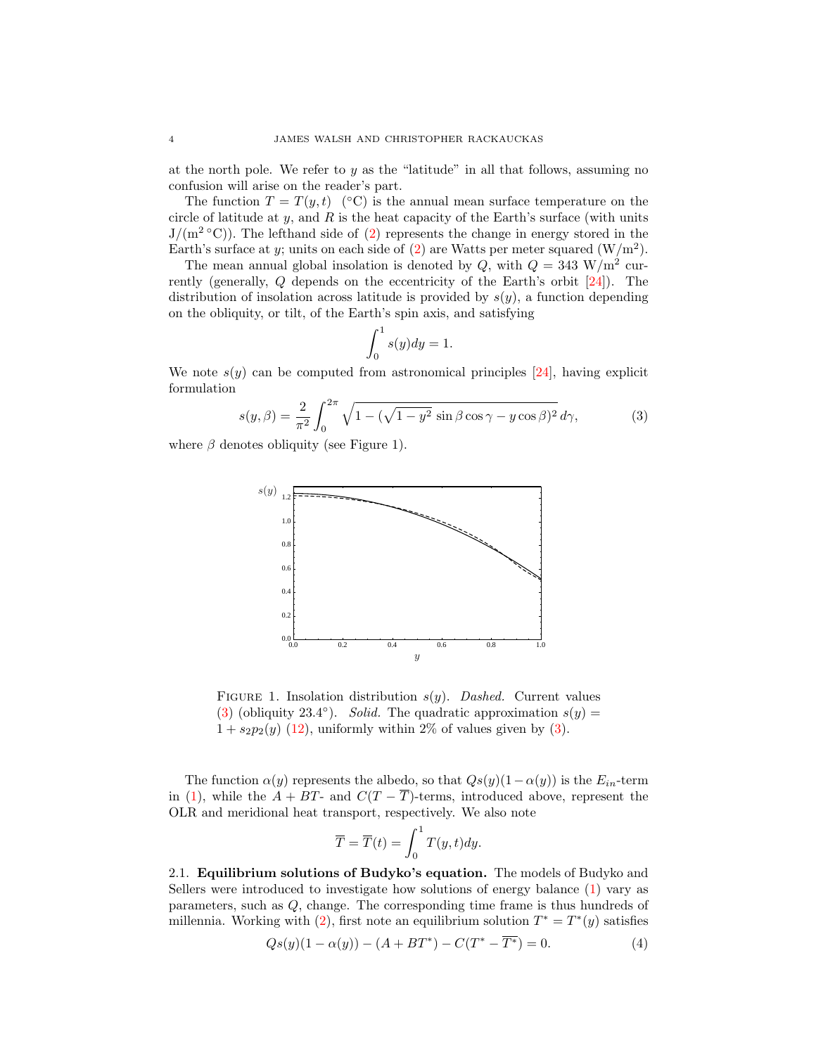at the north pole. We refer to $y$ as the "latitude" in all that follows, assuming no confusion will arise on the reader's part.

The function $T = T(y,t)$ (°C) is the annual mean surface temperature on the circle of latitude at $y$, and $R$ is the heat capacity of the Earth's surface (with units $\mathrm{J/(m^2\,°C)}$). The lefthand side of (2) represents the change in energy stored in the Earth's surface at $y$; units on each side of (2) are Watts per meter squared ($\mathrm{W/m^2}$).

The mean annual global insolation is denoted by $Q$, with $Q = 343\ \mathrm{W/m^2}$ currently (generally, $Q$ depends on the eccentricity of the Earth's orbit [24]). The distribution of insolation across latitude is provided by $s(y)$, a function depending on the obliquity, or tilt, of the Earth's spin axis, and satisfying

$$\int_0^1 s(y)dy = 1.$$

We note $s(y)$ can be computed from astronomical principles [24], having explicit formulation

$$s(y,\beta) = \frac{2}{\pi^2}\int_0^{2\pi} \sqrt{1-(\sqrt{1-y^2}\,\sin\beta\cos\gamma - y\cos\beta)^2}\,d\gamma, \tag{3}$$

where $\beta$ denotes obliquity (see Figure 1).

FIGURE 1. Insolation distribution $s(y)$. *Dashed.* Current values (3) (obliquity 23.4°). *Solid.* The quadratic approximation $s(y) = 1 + s_2p_2(y)$ (12), uniformly within 2% of values given by (3).

The function $\alpha(y)$ represents the albedo, so that $Qs(y)(1-\alpha(y))$ is the $E_{in}$-term in (1), while the $A + BT$- and $C(T - \overline{T})$-terms, introduced above, represent the OLR and meridional heat transport, respectively. We also note

$$\overline{T} = \overline{T}(t) = \int_0^1 T(y,t)dy.$$

**2.1. Equilibrium solutions of Budyko's equation.** The models of Budyko and Sellers were introduced to investigate how solutions of energy balance (1) vary as parameters, such as $Q$, change. The corresponding time frame is thus hundreds of millennia. Working with (2), first note an equilibrium solution $T^* = T^*(y)$ satisfies

$$Qs(y)(1-\alpha(y)) - (A + BT^*) - C(T^* - \overline{T^*}) = 0. \tag{4}$$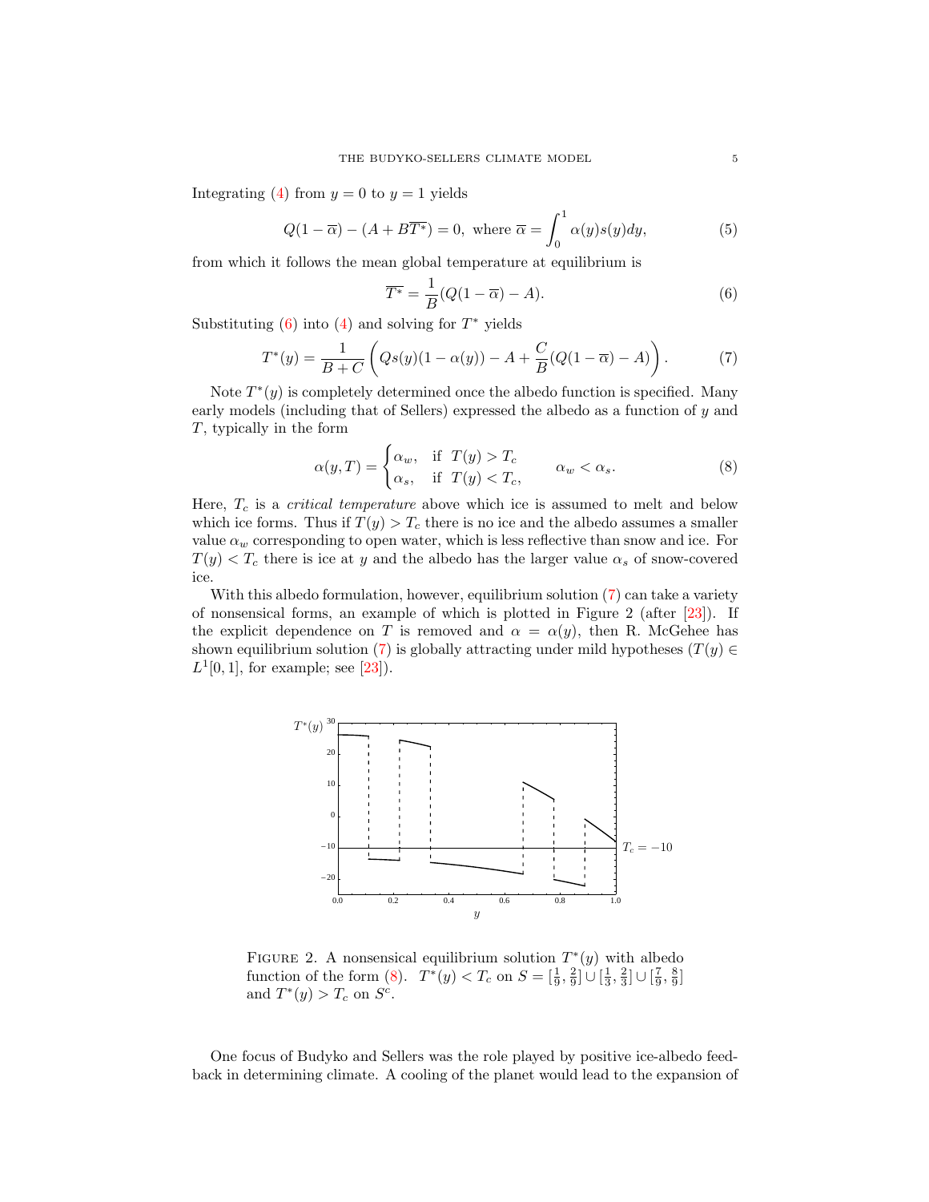Integrating (4) from $y = 0$ to $y = 1$ yields

$$Q(1 - \overline{\alpha}) - (A + B\overline{T^*}) = 0, \text{ where } \overline{\alpha} = \int_0^1 \alpha(y)s(y)dy, \tag{5}$$

from which it follows the mean global temperature at equilibrium is

$$\overline{T^*} = \frac{1}{B}(Q(1 - \overline{\alpha}) - A). \tag{6}$$

Substituting (6) into (4) and solving for $T^*$ yields

$$T^*(y) = \frac{1}{B + C}\left(Qs(y)(1 - \alpha(y)) - A + \frac{C}{B}(Q(1 - \overline{\alpha}) - A)\right). \tag{7}$$

Note $T^*(y)$ is completely determined once the albedo function is specified. Many early models (including that of Sellers) expressed the albedo as a function of $y$ and $T$, typically in the form

$$\alpha(y, T) = \begin{cases} \alpha_w, & \text{if } T(y) > T_c \\ \alpha_s, & \text{if } T(y) < T_c, \end{cases} \qquad \alpha_w < \alpha_s. \tag{8}$$

Here, $T_c$ is a *critical temperature* above which ice is assumed to melt and below which ice forms. Thus if $T(y) > T_c$ there is no ice and the albedo assumes a smaller value $\alpha_w$ corresponding to open water, which is less reflective than snow and ice. For $T(y) < T_c$ there is ice at $y$ and the albedo has the larger value $\alpha_s$ of snow-covered ice.

With this albedo formulation, however, equilibrium solution (7) can take a variety of nonsensical forms, an example of which is plotted in Figure 2 (after [23]). If the explicit dependence on $T$ is removed and $\alpha = \alpha(y)$, then R. McGehee has shown equilibrium solution (7) is globally attracting under mild hypotheses ($T(y) \in L^1[0, 1]$, for example; see [23]).

FIGURE 2. A nonsensical equilibrium solution $T^*(y)$ with albedo function of the form (8). $T^*(y) < T_c$ on $S = [\frac{1}{9}, \frac{2}{9}] \cup [\frac{1}{3}, \frac{2}{3}] \cup [\frac{7}{9}, \frac{8}{9}]$ and $T^*(y) > T_c$ on $S^c$.

One focus of Budyko and Sellers was the role played by positive ice-albedo feedback in determining climate. A cooling of the planet would lead to the expansion of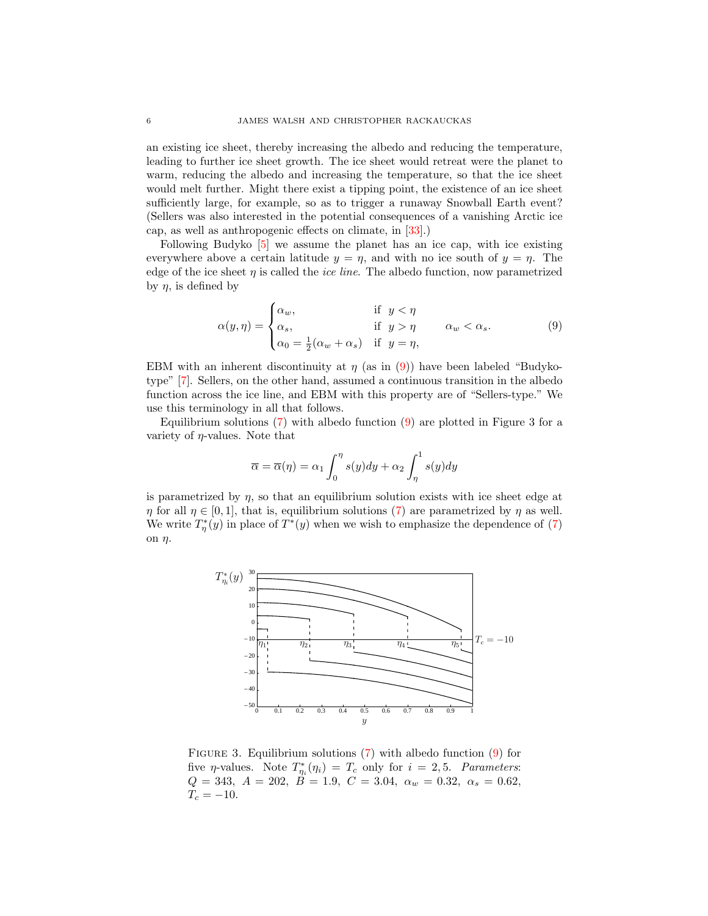an existing ice sheet, thereby increasing the albedo and reducing the temperature, leading to further ice sheet growth. The ice sheet would retreat were the planet to warm, reducing the albedo and increasing the temperature, so that the ice sheet would melt further. Might there exist a tipping point, the existence of an ice sheet sufficiently large, for example, so as to trigger a runaway Snowball Earth event? (Sellers was also interested in the potential consequences of a vanishing Arctic ice cap, as well as anthropogenic effects on climate, in [33].)

Following Budyko [5] we assume the planet has an ice cap, with ice existing everywhere above a certain latitude $y = \eta$, and with no ice south of $y = \eta$. The edge of the ice sheet $\eta$ is called the *ice line*. The albedo function, now parametrized by $\eta$, is defined by

$$\alpha(y, \eta) = \begin{cases} \alpha_w, & \text{if } y < \eta \\ \alpha_s, & \text{if } y > \eta \\ \alpha_0 = \frac{1}{2}(\alpha_w + \alpha_s) & \text{if } y = \eta, \end{cases} \qquad \alpha_w < \alpha_s. \tag{9}$$

EBM with an inherent discontinuity at $\eta$ (as in (9)) have been labeled "Budyko-type" [7]. Sellers, on the other hand, assumed a continuous transition in the albedo function across the ice line, and EBM with this property are of "Sellers-type." We use this terminology in all that follows.

Equilibrium solutions (7) with albedo function (9) are plotted in Figure 3 for a variety of $\eta$-values. Note that

$$\overline{\alpha} = \overline{\alpha}(\eta) = \alpha_1 \int_0^\eta s(y)dy + \alpha_2 \int_\eta^1 s(y)dy$$

is parametrized by $\eta$, so that an equilibrium solution exists with ice sheet edge at $\eta$ for all $\eta \in [0, 1]$, that is, equilibrium solutions (7) are parametrized by $\eta$ as well. We write $T^*_\eta(y)$ in place of $T^*(y)$ when we wish to emphasize the dependence of (7) on $\eta$.

FIGURE 3. Equilibrium solutions (7) with albedo function (9) for five $\eta$-values. Note $T^*_{\eta_i}(\eta_i) = T_c$ only for $i = 2, 5$. *Parameters*: $Q = 343,\ A = 202,\ B = 1.9,\ C = 3.04,\ \alpha_w = 0.32,\ \alpha_s = 0.62,\ T_c = -10$.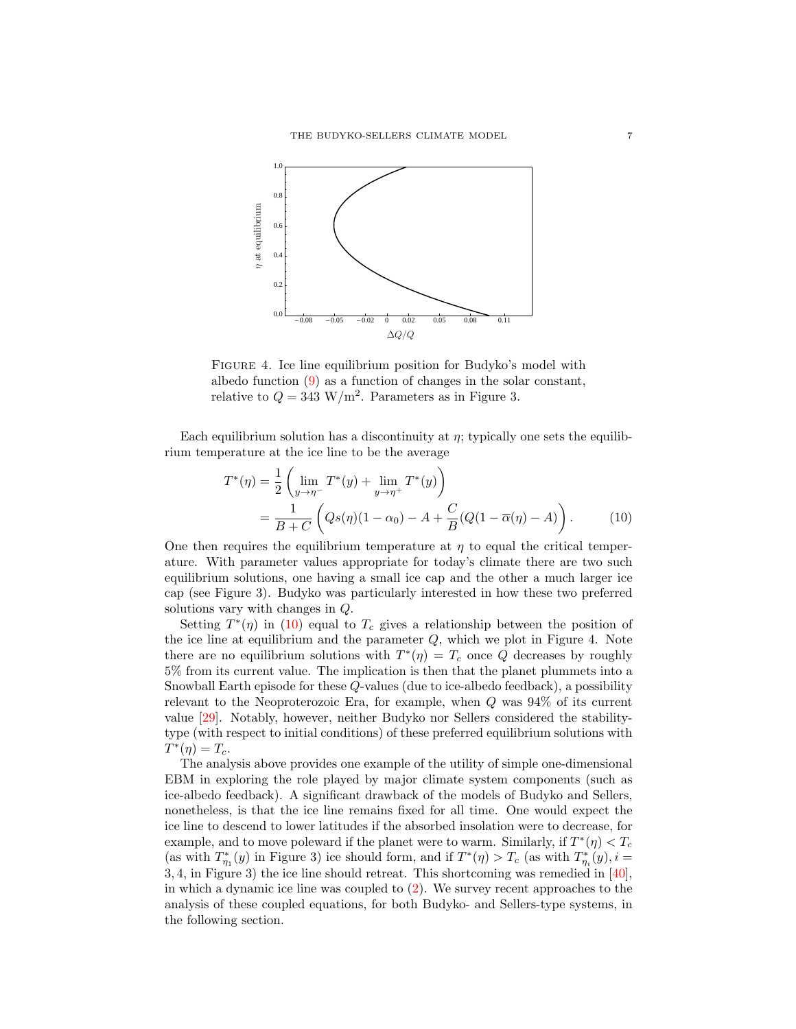FIGURE 4. Ice line equilibrium position for Budyko's model with albedo function (9) as a function of changes in the solar constant, relative to $Q = 343$ W/m$^2$. Parameters as in Figure 3.

Each equilibrium solution has a discontinuity at $\eta$; typically one sets the equilibrium temperature at the ice line to be the average

$$
\begin{aligned}
T^*(\eta) &= \frac{1}{2}\left(\lim_{y\to\eta^-} T^*(y) + \lim_{y\to\eta^+} T^*(y)\right) \\
&= \frac{1}{B+C}\left(Qs(\eta)(1-\alpha_0) - A + \frac{C}{B}(Q(1-\overline{\alpha}(\eta) - A)\right). \qquad (10)
\end{aligned}
$$

One then requires the equilibrium temperature at $\eta$ to equal the critical temperature. With parameter values appropriate for today's climate there are two such equilibrium solutions, one having a small ice cap and the other a much larger ice cap (see Figure 3). Budyko was particularly interested in how these two preferred solutions vary with changes in $Q$.

Setting $T^*(\eta)$ in (10) equal to $T_c$ gives a relationship between the position of the ice line at equilibrium and the parameter $Q$, which we plot in Figure 4. Note there are no equilibrium solutions with $T^*(\eta) = T_c$ once $Q$ decreases by roughly 5% from its current value. The implication is then that the planet plummets into a Snowball Earth episode for these $Q$-values (due to ice-albedo feedback), a possibility relevant to the Neoproterozoic Era, for example, when $Q$ was 94% of its current value [29]. Notably, however, neither Budyko nor Sellers considered the stability-type (with respect to initial conditions) of these preferred equilibrium solutions with $T^*(\eta) = T_c$.

The analysis above provides one example of the utility of simple one-dimensional EBM in exploring the role played by major climate system components (such as ice-albedo feedback). A significant drawback of the models of Budyko and Sellers, nonetheless, is that the ice line remains fixed for all time. One would expect the ice line to descend to lower latitudes if the absorbed insolation were to decrease, for example, and to move poleward if the planet were to warm. Similarly, if $T^*(\eta) < T_c$ (as with $T^*_{\eta_1}(y)$ in Figure 3) ice should form, and if $T^*(\eta) > T_c$ (as with $T^*_{\eta_i}(y), i = 3, 4$, in Figure 3) the ice line should retreat. This shortcoming was remedied in [40], in which a dynamic ice line was coupled to (2). We survey recent approaches to the analysis of these coupled equations, for both Budyko- and Sellers-type systems, in the following section.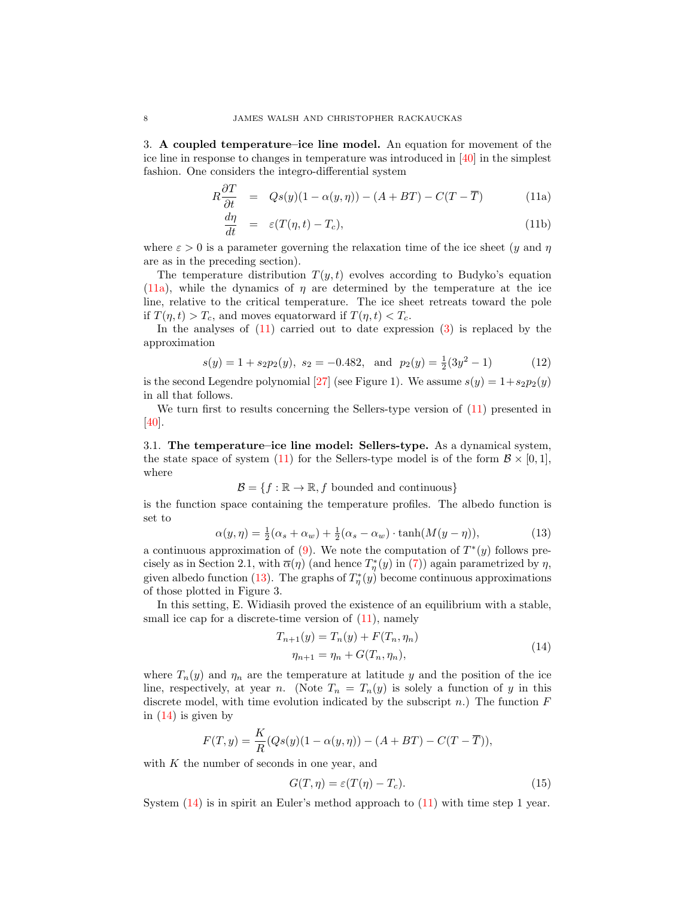3. **A coupled temperature–ice line model.** An equation for movement of the ice line in response to changes in temperature was introduced in [40] in the simplest fashion. One considers the integro-differential system

$$
\begin{aligned}
R\frac{\partial T}{\partial t} &= Qs(y)(1-\alpha(y,\eta)) - (A+BT) - C(T-\overline{T}) &\quad (11a)\\
\frac{d\eta}{dt} &= \varepsilon(T(\eta,t)-T_c), &\quad (11b)
\end{aligned}
$$

where $\varepsilon > 0$ is a parameter governing the relaxation time of the ice sheet ($y$ and $\eta$ are as in the preceding section).

The temperature distribution $T(y,t)$ evolves according to Budyko's equation (11a), while the dynamics of $\eta$ are determined by the temperature at the ice line, relative to the critical temperature. The ice sheet retreats toward the pole if $T(\eta,t) > T_c$, and moves equatorward if $T(\eta,t) < T_c$.

In the analyses of (11) carried out to date expression (3) is replaced by the approximation

$$
s(y) = 1 + s_2 p_2(y),\ s_2 = -0.482, \ \text{ and } \ p_2(y) = \tfrac{1}{2}(3y^2-1) \quad (12)
$$

is the second Legendre polynomial [27] (see Figure 1). We assume $s(y) = 1+s_2p_2(y)$ in all that follows.

We turn first to results concerning the Sellers-type version of (11) presented in [40].

3.1. **The temperature–ice line model: Sellers-type.** As a dynamical system, the state space of system (11) for the Sellers-type model is of the form $\mathcal{B}\times[0,1]$, where

$$
\mathcal{B} = \{f:\mathbb{R}\to\mathbb{R}, f \text{ bounded and continuous}\}
$$

is the function space containing the temperature profiles. The albedo function is set to

$$
\alpha(y,\eta) = \tfrac{1}{2}(\alpha_s+\alpha_w) + \tfrac{1}{2}(\alpha_s-\alpha_w)\cdot\tanh(M(y-\eta)), \quad (13)
$$

a continuous approximation of (9). We note the computation of $T^*(y)$ follows precisely as in Section 2.1, with $\overline{\alpha}(\eta)$ (and hence $T^*_\eta(y)$ in (7)) again parametrized by $\eta$, given albedo function (13). The graphs of $T^*_\eta(y)$ become continuous approximations of those plotted in Figure 3.

In this setting, E. Widiasih proved the existence of an equilibrium with a stable, small ice cap for a discrete-time version of (11), namely

$$
\begin{aligned}
T_{n+1}(y) &= T_n(y) + F(T_n,\eta_n)\\
\eta_{n+1} &= \eta_n + G(T_n,\eta_n),
\end{aligned} \quad (14)
$$

where $T_n(y)$ and $\eta_n$ are the temperature at latitude $y$ and the position of the ice line, respectively, at year $n$. (Note $T_n = T_n(y)$ is solely a function of $y$ in this discrete model, with time evolution indicated by the subscript $n$.) The function $F$ in (14) is given by

$$
F(T,y) = \frac{K}{R}(Qs(y)(1-\alpha(y,\eta)) - (A+BT) - C(T-\overline{T})),
$$

with $K$ the number of seconds in one year, and

$$
G(T,\eta) = \varepsilon(T(\eta)-T_c). \quad (15)
$$

System (14) is in spirit an Euler's method approach to (11) with time step 1 year.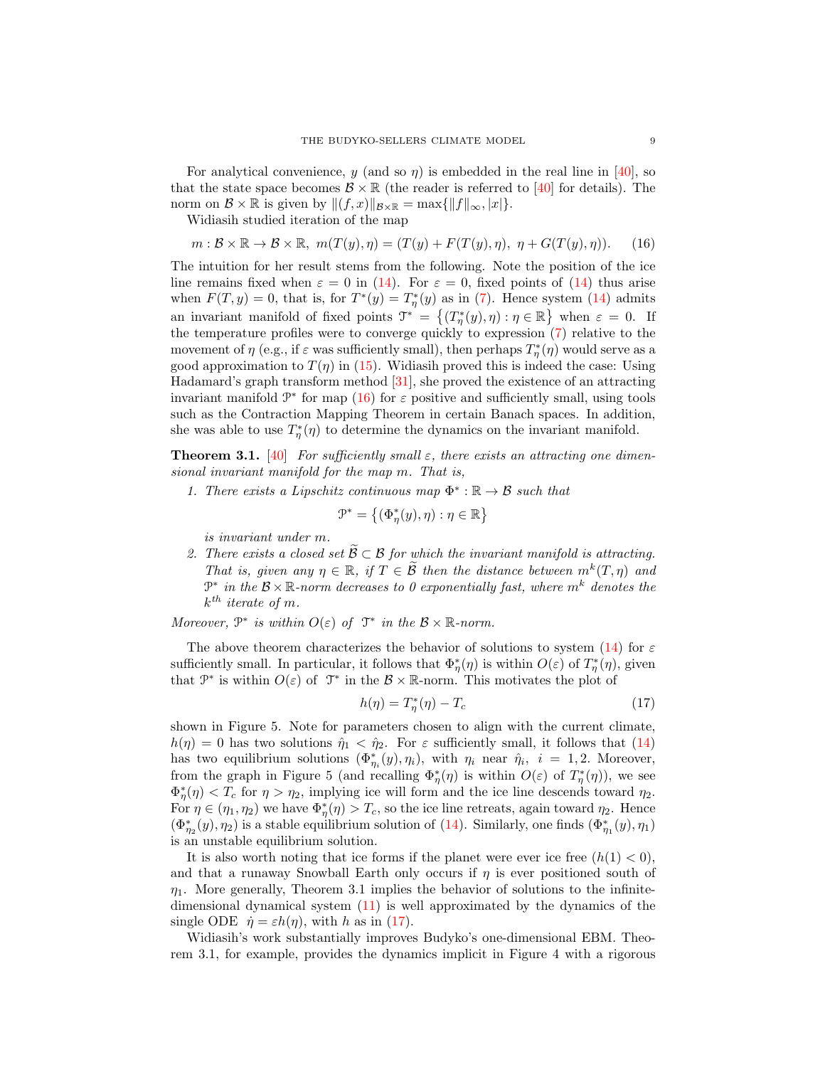For analytical convenience, $y$ (and so $\eta$) is embedded in the real line in [40], so that the state space becomes $\mathcal{B} \times \mathbb{R}$ (the reader is referred to [40] for details). The norm on $\mathcal{B} \times \mathbb{R}$ is given by $\|(f, x)\|_{\mathcal{B}\times\mathbb{R}} = \max\{\|f\|_\infty, |x|\}$.

Widiasih studied iteration of the map

$$m : \mathcal{B} \times \mathbb{R} \to \mathcal{B} \times \mathbb{R},\ m(T(y), \eta) = (T(y) + F(T(y), \eta),\ \eta + G(T(y), \eta)). \tag{16}$$

The intuition for her result stems from the following. Note the position of the ice line remains fixed when $\varepsilon = 0$ in (14). For $\varepsilon = 0$, fixed points of (14) thus arise when $F(T, y) = 0$, that is, for $T^*(y) = T^*_\eta(y)$ as in (7). Hence system (14) admits an invariant manifold of fixed points $\mathcal{T}^* = \left\{(T^*_\eta(y), \eta) : \eta \in \mathbb{R}\right\}$ when $\varepsilon = 0$. If the temperature profiles were to converge quickly to expression (7) relative to the movement of $\eta$ (e.g., if $\varepsilon$ was sufficiently small), then perhaps $T^*_\eta(\eta)$ would serve as a good approximation to $T(\eta)$ in (15). Widiasih proved this is indeed the case: Using Hadamard's graph transform method [31], she proved the existence of an attracting invariant manifold $\mathcal{P}^*$ for map (16) for $\varepsilon$ positive and sufficiently small, using tools such as the Contraction Mapping Theorem in certain Banach spaces. In addition, she was able to use $T^*_\eta(\eta)$ to determine the dynamics on the invariant manifold.

**Theorem 3.1.** [40] *For sufficiently small $\varepsilon$, there exists an attracting one dimensional invariant manifold for the map $m$. That is,*

1. *There exists a Lipschitz continuous map $\Phi^* : \mathbb{R} \to \mathcal{B}$ such that*
$$\mathcal{P}^* = \left\{(\Phi^*_\eta(y), \eta) : \eta \in \mathbb{R}\right\}$$
*is invariant under $m$.*
2. *There exists a closed set $\widetilde{\mathcal{B}} \subset \mathcal{B}$ for which the invariant manifold is attracting. That is, given any $\eta \in \mathbb{R}$, if $T \in \widetilde{\mathcal{B}}$ then the distance between $m^k(T, \eta)$ and $\mathcal{P}^*$ in the $\mathcal{B} \times \mathbb{R}$-norm decreases to 0 exponentially fast, where $m^k$ denotes the $k^{th}$ iterate of $m$.*

*Moreover, $\mathcal{P}^*$ is within $O(\varepsilon)$ of $\mathcal{T}^*$ in the $\mathcal{B} \times \mathbb{R}$-norm.*

The above theorem characterizes the behavior of solutions to system (14) for $\varepsilon$ sufficiently small. In particular, it follows that $\Phi^*_\eta(\eta)$ is within $O(\varepsilon)$ of $T^*_\eta(\eta)$, given that $\mathcal{P}^*$ is within $O(\varepsilon)$ of $\mathcal{T}^*$ in the $\mathcal{B} \times \mathbb{R}$-norm. This motivates the plot of

$$h(\eta) = T^*_\eta(\eta) - T_c \tag{17}$$

shown in Figure 5. Note for parameters chosen to align with the current climate, $h(\eta) = 0$ has two solutions $\hat{\eta}_1 < \hat{\eta}_2$. For $\varepsilon$ sufficiently small, it follows that (14) has two equilibrium solutions $(\Phi^*_{\eta_i}(y), \eta_i)$, with $\eta_i$ near $\hat{\eta}_i$, $i = 1, 2$. Moreover, from the graph in Figure 5 (and recalling $\Phi^*_\eta(\eta)$ is within $O(\varepsilon)$ of $T^*_\eta(\eta)$), we see $\Phi^*_\eta(\eta) < T_c$ for $\eta > \eta_2$, implying ice will form and the ice line descends toward $\eta_2$. For $\eta \in (\eta_1, \eta_2)$ we have $\Phi^*_\eta(\eta) > T_c$, so the ice line retreats, again toward $\eta_2$. Hence $(\Phi^*_{\eta_2}(y), \eta_2)$ is a stable equilibrium solution of (14). Similarly, one finds $(\Phi^*_{\eta_1}(y), \eta_1)$ is an unstable equilibrium solution.

It is also worth noting that ice forms if the planet were ever ice free ($h(1) < 0$), and that a runaway Snowball Earth only occurs if $\eta$ is ever positioned south of $\eta_1$. More generally, Theorem 3.1 implies the behavior of solutions to the infinite-dimensional dynamical system (11) is well approximated by the dynamics of the single ODE $\dot{\eta} = \varepsilon h(\eta)$, with $h$ as in (17).

Widiasih's work substantially improves Budyko's one-dimensional EBM. Theorem 3.1, for example, provides the dynamics implicit in Figure 4 with a rigorous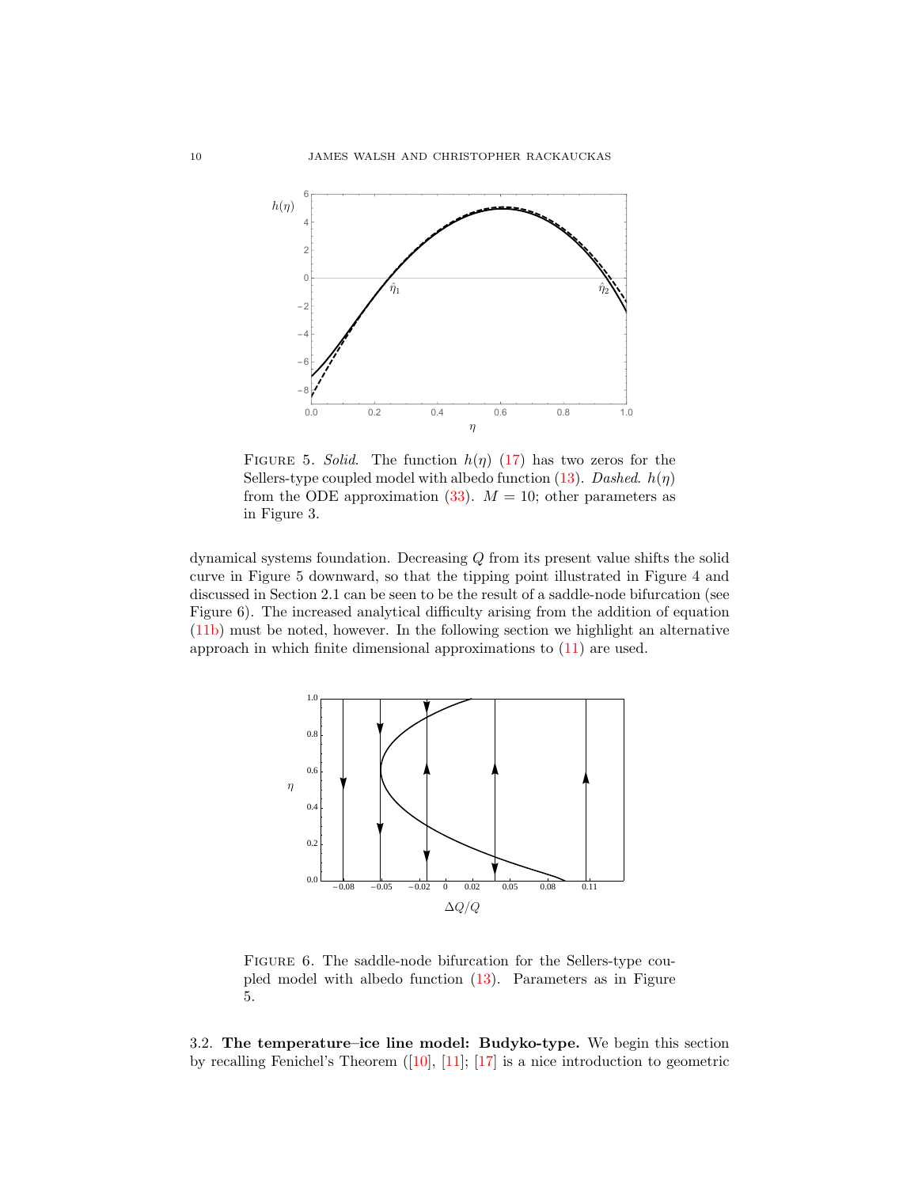FIGURE 5. *Solid*. The function $h(\eta)$ (17) has two zeros for the Sellers-type coupled model with albedo function (13). *Dashed*. $h(\eta)$ from the ODE approximation (33). $M = 10$; other parameters as in Figure 3.

dynamical systems foundation. Decreasing $Q$ from its present value shifts the solid curve in Figure 5 downward, so that the tipping point illustrated in Figure 4 and discussed in Section 2.1 can be seen to be the result of a saddle-node bifurcation (see Figure 6). The increased analytical difficulty arising from the addition of equation (11b) must be noted, however. In the following section we highlight an alternative approach in which finite dimensional approximations to (11) are used.

FIGURE 6. The saddle-node bifurcation for the Sellers-type coupled model with albedo function (13). Parameters as in Figure 5.

3.2. **The temperature–ice line model: Budyko-type.** We begin this section by recalling Fenichel's Theorem ([10], [11]; [17] is a nice introduction to geometric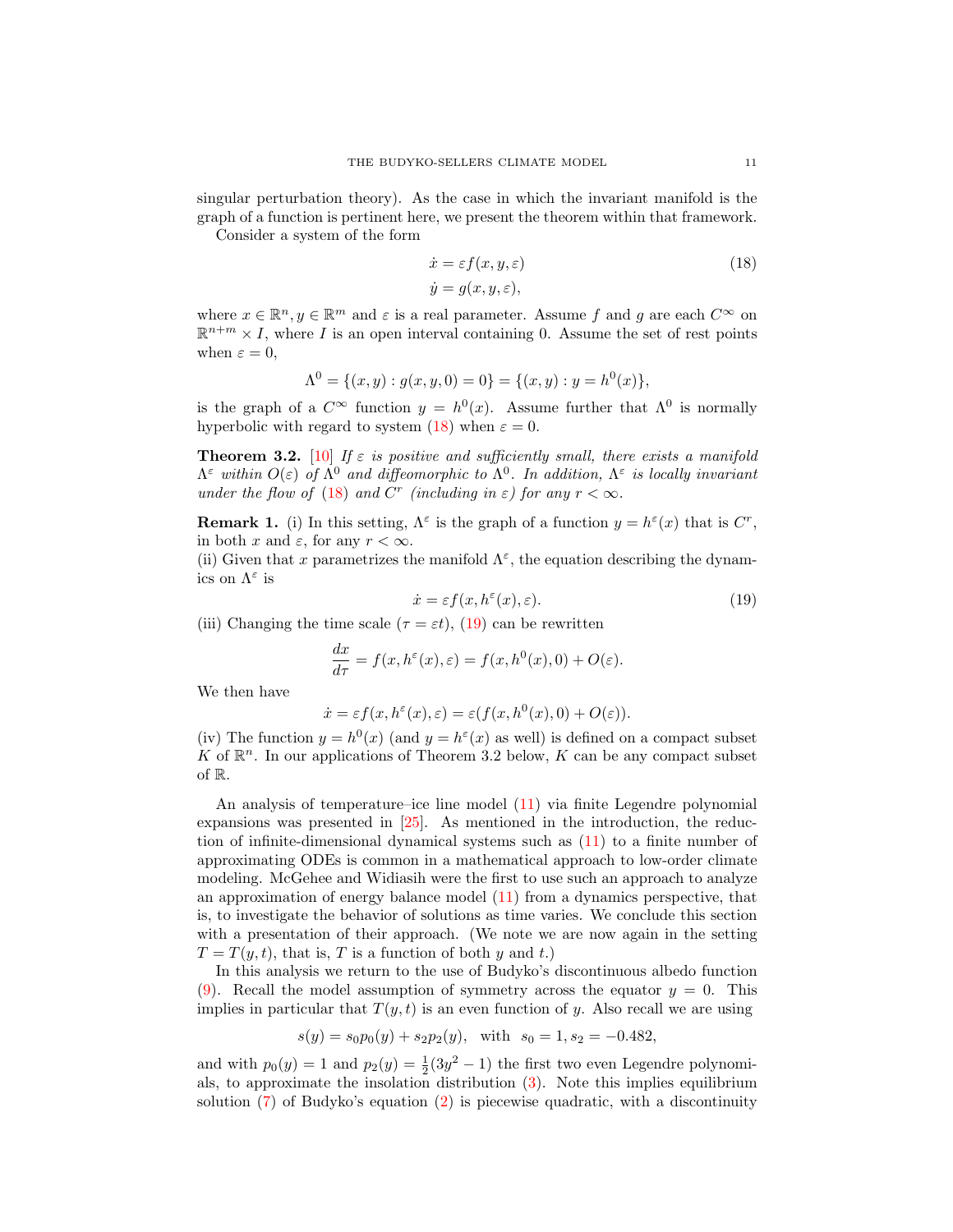singular perturbation theory). As the case in which the invariant manifold is the graph of a function is pertinent here, we present the theorem within that framework.

Consider a system of the form

$$\begin{aligned} \dot{x} &= \varepsilon f(x,y,\varepsilon) \\ \dot{y} &= g(x,y,\varepsilon), \end{aligned} \tag{18}$$

where $x \in \mathbb{R}^n, y \in \mathbb{R}^m$ and $\varepsilon$ is a real parameter. Assume $f$ and $g$ are each $C^\infty$ on $\mathbb{R}^{n+m} \times I$, where $I$ is an open interval containing 0. Assume the set of rest points when $\varepsilon = 0$,

$$\Lambda^0 = \{(x,y) : g(x,y,0) = 0\} = \{(x,y) : y = h^0(x)\},$$

is the graph of a $C^\infty$ function $y = h^0(x)$. Assume further that $\Lambda^0$ is normally hyperbolic with regard to system (18) when $\varepsilon = 0$.

**Theorem 3.2.** [10] *If $\varepsilon$ is positive and sufficiently small, there exists a manifold $\Lambda^\varepsilon$ within $O(\varepsilon)$ of $\Lambda^0$ and diffeomorphic to $\Lambda^0$. In addition, $\Lambda^\varepsilon$ is locally invariant under the flow of (18) and $C^r$ (including in $\varepsilon$) for any $r < \infty$.*

**Remark 1.** (i) In this setting, $\Lambda^\varepsilon$ is the graph of a function $y = h^\varepsilon(x)$ that is $C^r$, in both $x$ and $\varepsilon$, for any $r < \infty$.

(ii) Given that $x$ parametrizes the manifold $\Lambda^\varepsilon$, the equation describing the dynamics on $\Lambda^\varepsilon$ is

$$\dot{x} = \varepsilon f(x, h^\varepsilon(x), \varepsilon). \tag{19}$$

(iii) Changing the time scale ($\tau = \varepsilon t$), (19) can be rewritten

$$\frac{dx}{d\tau} = f(x, h^\varepsilon(x), \varepsilon) = f(x, h^0(x), 0) + O(\varepsilon).$$

We then have

$$\dot{x} = \varepsilon f(x, h^\varepsilon(x), \varepsilon) = \varepsilon(f(x, h^0(x), 0) + O(\varepsilon)).$$

(iv) The function $y = h^0(x)$ (and $y = h^\varepsilon(x)$ as well) is defined on a compact subset $K$ of $\mathbb{R}^n$. In our applications of Theorem 3.2 below, $K$ can be any compact subset of $\mathbb{R}$.

An analysis of temperature–ice line model (11) via finite Legendre polynomial expansions was presented in [25]. As mentioned in the introduction, the reduction of infinite-dimensional dynamical systems such as (11) to a finite number of approximating ODEs is common in a mathematical approach to low-order climate modeling. McGehee and Widiasih were the first to use such an approach to analyze an approximation of energy balance model (11) from a dynamics perspective, that is, to investigate the behavior of solutions as time varies. We conclude this section with a presentation of their approach. (We note we are now again in the setting $T = T(y,t)$, that is, $T$ is a function of both $y$ and $t$.)

In this analysis we return to the use of Budyko's discontinuous albedo function (9). Recall the model assumption of symmetry across the equator $y = 0$. This implies in particular that $T(y,t)$ is an even function of $y$. Also recall we are using

$$s(y) = s_0 p_0(y) + s_2 p_2(y), \quad \text{with} \quad s_0 = 1, s_2 = -0.482,$$

and with $p_0(y) = 1$ and $p_2(y) = \frac{1}{2}(3y^2 - 1)$ the first two even Legendre polynomials, to approximate the insolation distribution (3). Note this implies equilibrium solution (7) of Budyko's equation (2) is piecewise quadratic, with a discontinuity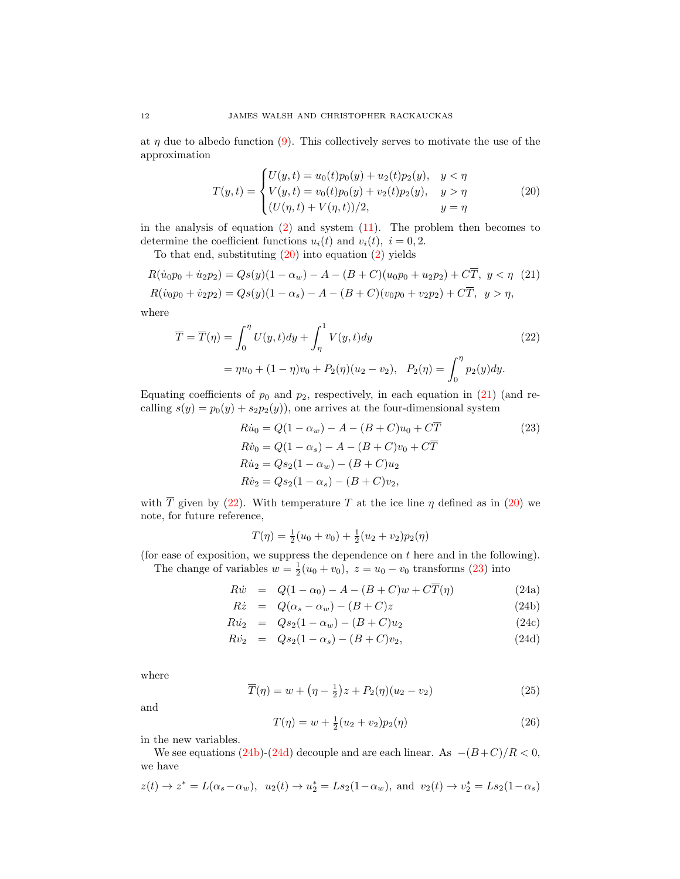at $\eta$ due to albedo function (9). This collectively serves to motivate the use of the approximation

$$T(y,t) = \begin{cases} U(y,t) = u_0(t)p_0(y) + u_2(t)p_2(y), & y < \eta \\ V(y,t) = v_0(t)p_0(y) + v_2(t)p_2(y), & y > \eta \\ (U(\eta,t) + V(\eta,t))/2, & y = \eta \end{cases} \tag{20}$$

in the analysis of equation (2) and system (11). The problem then becomes to determine the coefficient functions $u_i(t)$ and $v_i(t)$, $i = 0, 2$.

To that end, substituting (20) into equation (2) yields

$$\begin{aligned} R(\dot{u}_0 p_0 + \dot{u}_2 p_2) &= Qs(y)(1-\alpha_w) - A - (B+C)(u_0 p_0 + u_2 p_2) + C\overline{T}, \ y < \eta \quad (21) \\ R(\dot{v}_0 p_0 + \dot{v}_2 p_2) &= Qs(y)(1-\alpha_s) - A - (B+C)(v_0 p_0 + v_2 p_2) + C\overline{T}, \ y > \eta, \end{aligned}$$

where

$$\begin{aligned} \overline{T} = \overline{T}(\eta) &= \int_0^\eta U(y,t)dy + \int_\eta^1 V(y,t)dy \qquad (22) \\ &= \eta u_0 + (1-\eta)v_0 + P_2(\eta)(u_2 - v_2), \quad P_2(\eta) = \int_0^\eta p_2(y)dy. \end{aligned}$$

Equating coefficients of $p_0$ and $p_2$, respectively, in each equation in (21) (and recalling $s(y) = p_0(y) + s_2 p_2(y)$), one arrives at the four-dimensional system

$$\begin{aligned} R\dot{u}_0 &= Q(1-\alpha_w) - A - (B+C)u_0 + C\overline{T} \qquad (23) \\ R\dot{v}_0 &= Q(1-\alpha_s) - A - (B+C)v_0 + C\overline{T} \\ R\dot{u}_2 &= Qs_2(1-\alpha_w) - (B+C)u_2 \\ R\dot{v}_2 &= Qs_2(1-\alpha_s) - (B+C)v_2, \end{aligned}$$

with $\overline{T}$ given by (22). With temperature $T$ at the ice line $\eta$ defined as in (20) we note, for future reference,

$$T(\eta) = \tfrac{1}{2}(u_0 + v_0) + \tfrac{1}{2}(u_2 + v_2)p_2(\eta)$$

(for ease of exposition, we suppress the dependence on $t$ here and in the following).

The change of variables $w = \frac{1}{2}(u_0 + v_0)$, $z = u_0 - v_0$ transforms (23) into

$$\begin{aligned} R\dot{w} &= Q(1-\alpha_0) - A - (B+C)w + C\overline{T}(\eta) && (24a) \\ R\dot{z} &= Q(\alpha_s - \alpha_w) - (B+C)z && (24b) \\ R\dot{u_2} &= Qs_2(1-\alpha_w) - (B+C)u_2 && (24c) \\ R\dot{v_2} &= Qs_2(1-\alpha_s) - (B+C)v_2, && (24d) \end{aligned}$$

where

$$\overline{T}(\eta) = w + \left(\eta - \tfrac{1}{2}\right)z + P_2(\eta)(u_2 - v_2) \tag{25}$$

and

$$T(\eta) = w + \tfrac{1}{2}(u_2 + v_2)p_2(\eta) \tag{26}$$

in the new variables.

We see equations (24b)-(24d) decouple and are each linear. As $-(B+C)/R < 0$, we have

$$z(t) \to z^* = L(\alpha_s - \alpha_w), \ \ u_2(t) \to u_2^* = Ls_2(1-\alpha_w), \text{ and } \ v_2(t) \to v_2^* = Ls_2(1-\alpha_s)$$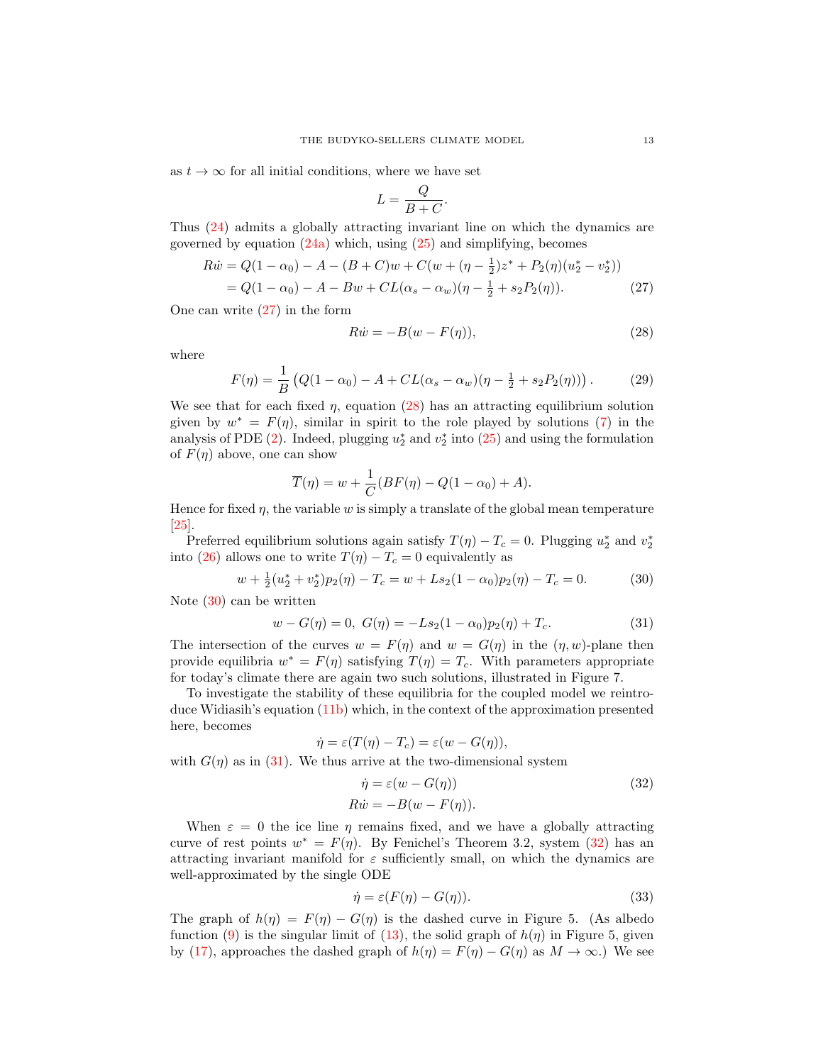as $t \to \infty$ for all initial conditions, where we have set

$$L = \frac{Q}{B+C}.$$

Thus (24) admits a globally attracting invariant line on which the dynamics are governed by equation (24a) which, using (25) and simplifying, becomes

$$\begin{aligned} R\dot{w} &= Q(1-\alpha_0) - A - (B+C)w + C(w + (\eta - \tfrac{1}{2})z^* + P_2(\eta)(u_2^* - v_2^*)) \\ &= Q(1-\alpha_0) - A - Bw + CL(\alpha_s - \alpha_w)(\eta - \tfrac{1}{2} + s_2 P_2(\eta)). \end{aligned} \tag{27}$$

One can write (27) in the form

$$R\dot{w} = -B(w - F(\eta)), \tag{28}$$

where

$$F(\eta) = \frac{1}{B}\left(Q(1-\alpha_0) - A + CL(\alpha_s - \alpha_w)(\eta - \tfrac{1}{2} + s_2 P_2(\eta))\right). \tag{29}$$

We see that for each fixed $\eta$, equation (28) has an attracting equilibrium solution given by $w^* = F(\eta)$, similar in spirit to the role played by solutions (7) in the analysis of PDE (2). Indeed, plugging $u_2^*$ and $v_2^*$ into (25) and using the formulation of $F(\eta)$ above, one can show

$$\overline{T}(\eta) = w + \frac{1}{C}(BF(\eta) - Q(1-\alpha_0) + A).$$

Hence for fixed $\eta$, the variable $w$ is simply a translate of the global mean temperature [25].

Preferred equilibrium solutions again satisfy $T(\eta) - T_c = 0$. Plugging $u_2^*$ and $v_2^*$ into (26) allows one to write $T(\eta) - T_c = 0$ equivalently as

$$w + \tfrac{1}{2}(u_2^* + v_2^*)p_2(\eta) - T_c = w + Ls_2(1-\alpha_0)p_2(\eta) - T_c = 0. \tag{30}$$

Note (30) can be written

$$w - G(\eta) = 0, \; G(\eta) = -Ls_2(1-\alpha_0)p_2(\eta) + T_c. \tag{31}$$

The intersection of the curves $w = F(\eta)$ and $w = G(\eta)$ in the $(\eta, w)$-plane then provide equilibria $w^* = F(\eta)$ satisfying $T(\eta) = T_c$. With parameters appropriate for today's climate there are again two such solutions, illustrated in Figure 7.

To investigate the stability of these equilibria for the coupled model we reintroduce Widiasih's equation (11b) which, in the context of the approximation presented here, becomes

$$\dot{\eta} = \varepsilon(T(\eta) - T_c) = \varepsilon(w - G(\eta)),$$

with $G(\eta)$ as in (31). We thus arrive at the two-dimensional system

$$\begin{aligned} \dot{\eta} &= \varepsilon(w - G(\eta)) \\ R\dot{w} &= -B(w - F(\eta)). \end{aligned} \tag{32}$$

When $\varepsilon = 0$ the ice line $\eta$ remains fixed, and we have a globally attracting curve of rest points $w^* = F(\eta)$. By Fenichel's Theorem 3.2, system (32) has an attracting invariant manifold for $\varepsilon$ sufficiently small, on which the dynamics are well-approximated by the single ODE

$$\dot{\eta} = \varepsilon(F(\eta) - G(\eta)). \tag{33}$$

The graph of $h(\eta) = F(\eta) - G(\eta)$ is the dashed curve in Figure 5. (As albedo function (9) is the singular limit of (13), the solid graph of $h(\eta)$ in Figure 5, given by (17), approaches the dashed graph of $h(\eta) = F(\eta) - G(\eta)$ as $M \to \infty$.) We see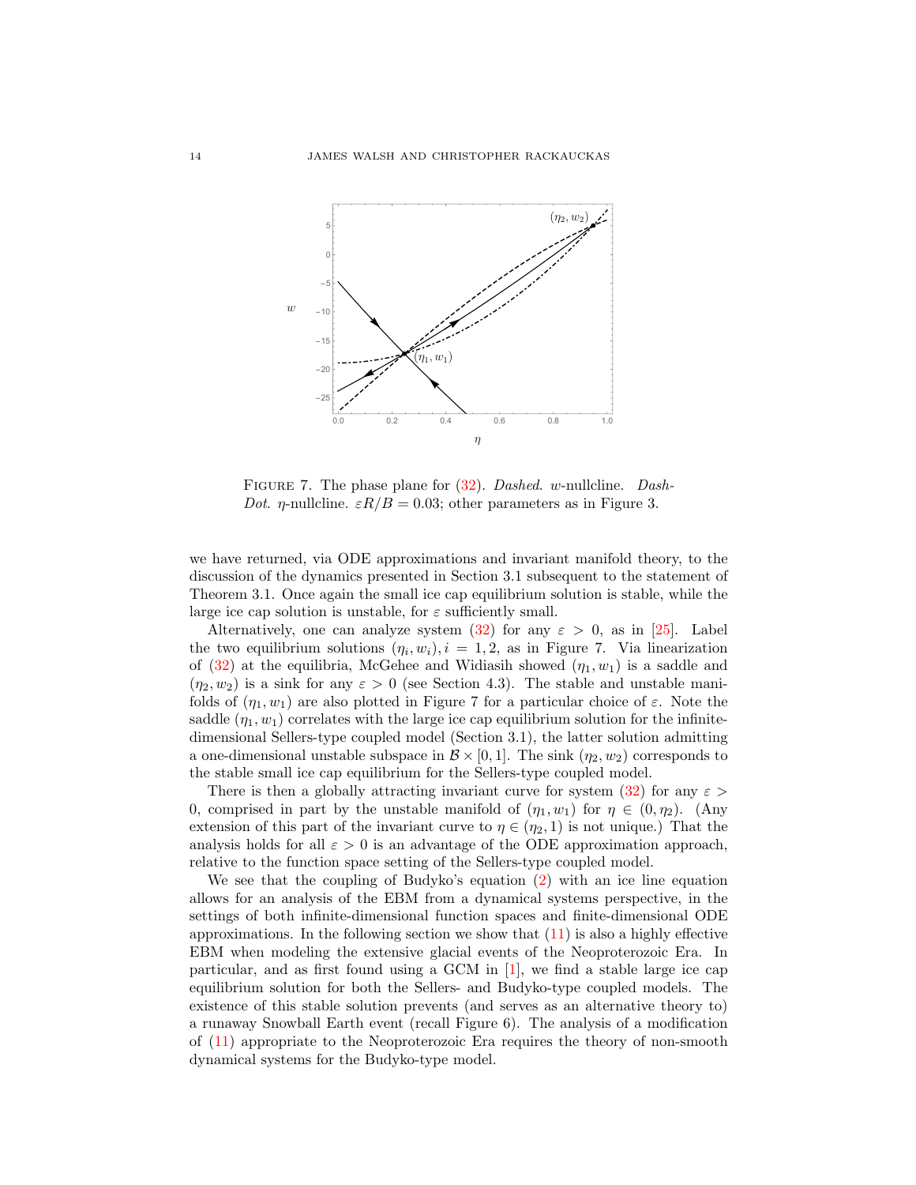FIGURE 7. The phase plane for (32). *Dashed*. $w$-nullcline. *Dash-Dot*. $\eta$-nullcline. $\varepsilon R/B = 0.03$; other parameters as in Figure 3.

we have returned, via ODE approximations and invariant manifold theory, to the discussion of the dynamics presented in Section 3.1 subsequent to the statement of Theorem 3.1. Once again the small ice cap equilibrium solution is stable, while the large ice cap solution is unstable, for $\varepsilon$ sufficiently small.

Alternatively, one can analyze system (32) for any $\varepsilon > 0$, as in [25]. Label the two equilibrium solutions $(\eta_i, w_i), i = 1, 2$, as in Figure 7. Via linearization of (32) at the equilibria, McGehee and Widiasih showed $(\eta_1, w_1)$ is a saddle and $(\eta_2, w_2)$ is a sink for any $\varepsilon > 0$ (see Section 4.3). The stable and unstable manifolds of $(\eta_1, w_1)$ are also plotted in Figure 7 for a particular choice of $\varepsilon$. Note the saddle $(\eta_1, w_1)$ correlates with the large ice cap equilibrium solution for the infinite-dimensional Sellers-type coupled model (Section 3.1), the latter solution admitting a one-dimensional unstable subspace in $\mathcal{B} \times [0, 1]$. The sink $(\eta_2, w_2)$ corresponds to the stable small ice cap equilibrium for the Sellers-type coupled model.

There is then a globally attracting invariant curve for system (32) for any $\varepsilon > 0$, comprised in part by the unstable manifold of $(\eta_1, w_1)$ for $\eta \in (0, \eta_2)$. (Any extension of this part of the invariant curve to $\eta \in (\eta_2, 1)$ is not unique.) That the analysis holds for all $\varepsilon > 0$ is an advantage of the ODE approximation approach, relative to the function space setting of the Sellers-type coupled model.

We see that the coupling of Budyko's equation (2) with an ice line equation allows for an analysis of the EBM from a dynamical systems perspective, in the settings of both infinite-dimensional function spaces and finite-dimensional ODE approximations. In the following section we show that (11) is also a highly effective EBM when modeling the extensive glacial events of the Neoproterozoic Era. In particular, and as first found using a GCM in [1], we find a stable large ice cap equilibrium solution for both the Sellers- and Budyko-type coupled models. The existence of this stable solution prevents (and serves as an alternative theory to) a runaway Snowball Earth event (recall Figure 6). The analysis of a modification of (11) appropriate to the Neoproterozoic Era requires the theory of non-smooth dynamical systems for the Budyko-type model.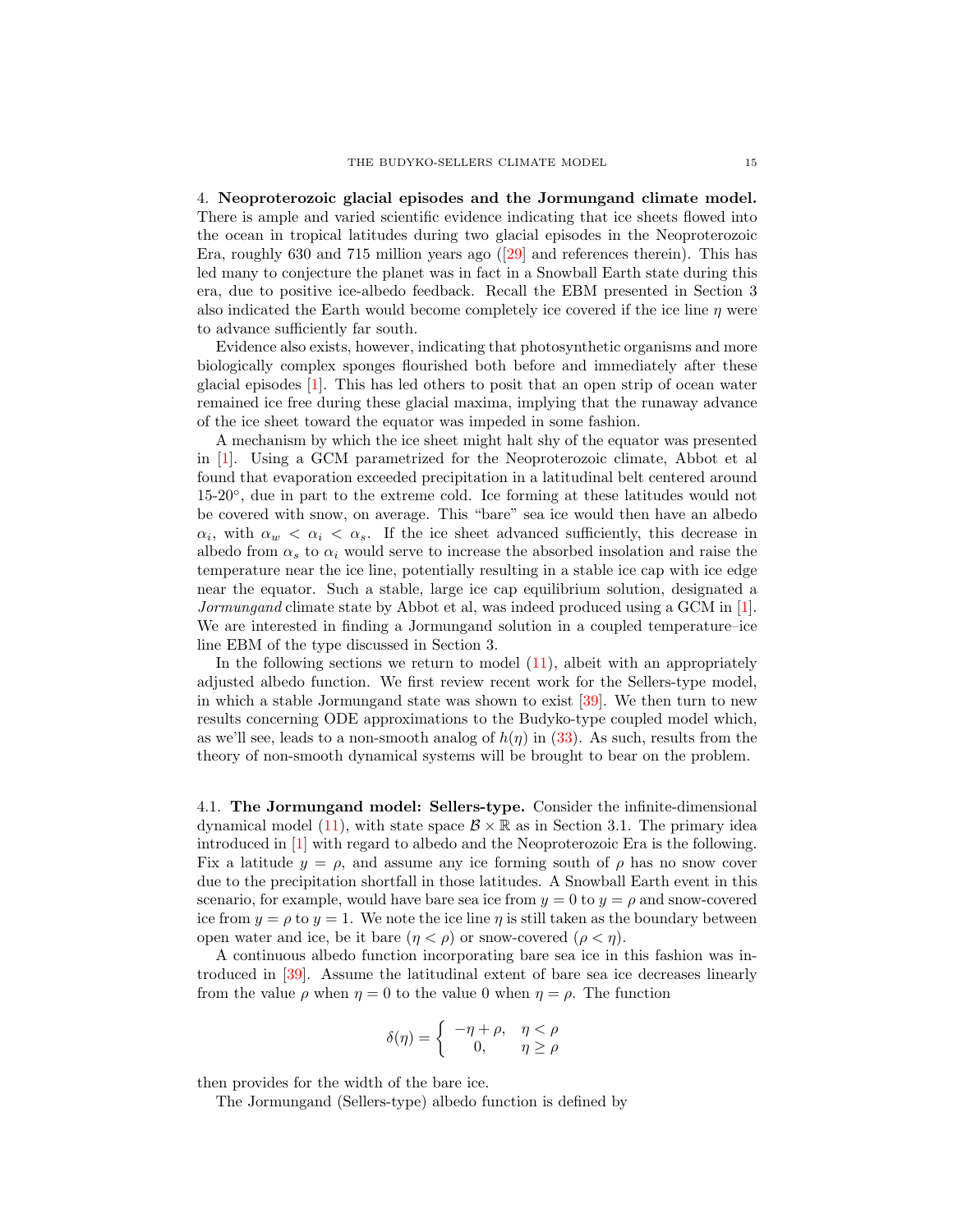4. **Neoproterozoic glacial episodes and the Jormungand climate model.** There is ample and varied scientific evidence indicating that ice sheets flowed into the ocean in tropical latitudes during two glacial episodes in the Neoproterozoic Era, roughly 630 and 715 million years ago ([29] and references therein). This has led many to conjecture the planet was in fact in a Snowball Earth state during this era, due to positive ice-albedo feedback. Recall the EBM presented in Section 3 also indicated the Earth would become completely ice covered if the ice line $\eta$ were to advance sufficiently far south.

Evidence also exists, however, indicating that photosynthetic organisms and more biologically complex sponges flourished both before and immediately after these glacial episodes [1]. This has led others to posit that an open strip of ocean water remained ice free during these glacial maxima, implying that the runaway advance of the ice sheet toward the equator was impeded in some fashion.

A mechanism by which the ice sheet might halt shy of the equator was presented in [1]. Using a GCM parametrized for the Neoproterozoic climate, Abbot et al found that evaporation exceeded precipitation in a latitudinal belt centered around 15-20°, due in part to the extreme cold. Ice forming at these latitudes would not be covered with snow, on average. This "bare" sea ice would then have an albedo $\alpha_i$, with $\alpha_w < \alpha_i < \alpha_s$. If the ice sheet advanced sufficiently, this decrease in albedo from $\alpha_s$ to $\alpha_i$ would serve to increase the absorbed insolation and raise the temperature near the ice line, potentially resulting in a stable ice cap with ice edge near the equator. Such a stable, large ice cap equilibrium solution, designated a *Jormungand* climate state by Abbot et al, was indeed produced using a GCM in [1]. We are interested in finding a Jormungand solution in a coupled temperature–ice line EBM of the type discussed in Section 3.

In the following sections we return to model (11), albeit with an appropriately adjusted albedo function. We first review recent work for the Sellers-type model, in which a stable Jormungand state was shown to exist [39]. We then turn to new results concerning ODE approximations to the Budyko-type coupled model which, as we'll see, leads to a non-smooth analog of $h(\eta)$ in (33). As such, results from the theory of non-smooth dynamical systems will be brought to bear on the problem.

4.1. **The Jormungand model: Sellers-type.** Consider the infinite-dimensional dynamical model (11), with state space $\mathcal{B} \times \mathbb{R}$ as in Section 3.1. The primary idea introduced in [1] with regard to albedo and the Neoproterozoic Era is the following. Fix a latitude $y = \rho$, and assume any ice forming south of $\rho$ has no snow cover due to the precipitation shortfall in those latitudes. A Snowball Earth event in this scenario, for example, would have bare sea ice from $y = 0$ to $y = \rho$ and snow-covered ice from $y = \rho$ to $y = 1$. We note the ice line $\eta$ is still taken as the boundary between open water and ice, be it bare ($\eta < \rho$) or snow-covered ($\rho < \eta$).

A continuous albedo function incorporating bare sea ice in this fashion was introduced in [39]. Assume the latitudinal extent of bare sea ice decreases linearly from the value $\rho$ when $\eta = 0$ to the value 0 when $\eta = \rho$. The function

$$\delta(\eta) = \begin{cases} -\eta + \rho, & \eta < \rho \\ 0, & \eta \geq \rho \end{cases}$$

then provides for the width of the bare ice.

The Jormungand (Sellers-type) albedo function is defined by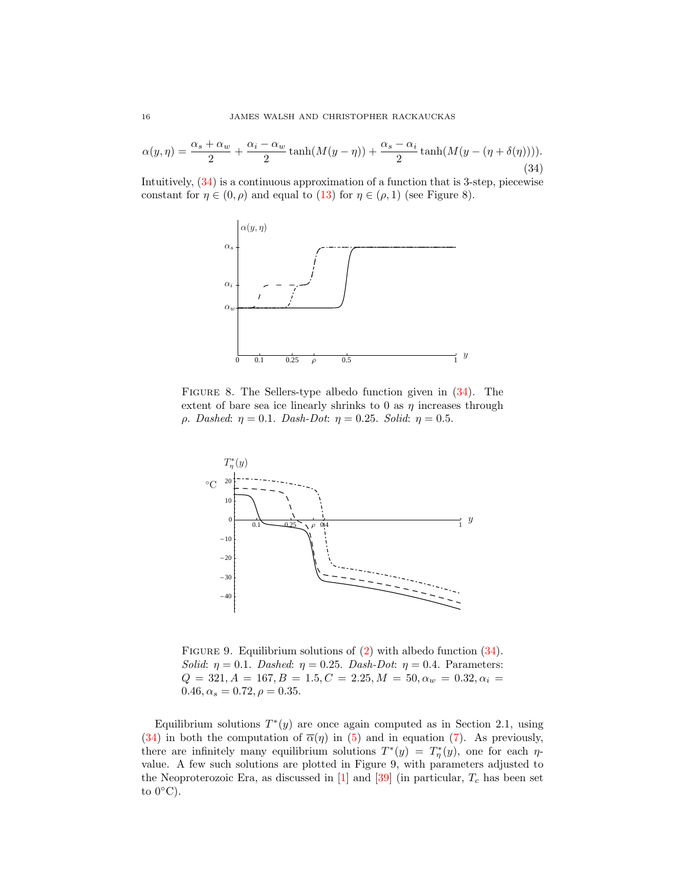$$\alpha(y,\eta) = \frac{\alpha_s + \alpha_w}{2} + \frac{\alpha_i - \alpha_w}{2}\tanh(M(y-\eta)) + \frac{\alpha_s - \alpha_i}{2}\tanh(M(y-(\eta+\delta(\eta)))). \tag{34}$$

Intuitively, (34) is a continuous approximation of a function that is 3-step, piecewise constant for $\eta \in (0,\rho)$ and equal to (13) for $\eta \in (\rho, 1)$ (see Figure 8).

FIGURE 8. The Sellers-type albedo function given in (34). The extent of bare sea ice linearly shrinks to 0 as $\eta$ increases through $\rho$. *Dashed*: $\eta = 0.1$. *Dash-Dot*: $\eta = 0.25$. *Solid*: $\eta = 0.5$.

FIGURE 9. Equilibrium solutions of (2) with albedo function (34). *Solid*: $\eta = 0.1$. *Dashed*: $\eta = 0.25$. *Dash-Dot*: $\eta = 0.4$. Parameters: $Q = 321, A = 167, B = 1.5, C = 2.25, M = 50, \alpha_w = 0.32, \alpha_i = 0.46, \alpha_s = 0.72, \rho = 0.35$.

Equilibrium solutions $T^*(y)$ are once again computed as in Section 2.1, using (34) in both the computation of $\overline{\alpha}(\eta)$ in (5) and in equation (7). As previously, there are infinitely many equilibrium solutions $T^*(y) = T^*_\eta(y)$, one for each $\eta$-value. A few such solutions are plotted in Figure 9, with parameters adjusted to the Neoproterozoic Era, as discussed in [1] and [39] (in particular, $T_c$ has been set to 0°C).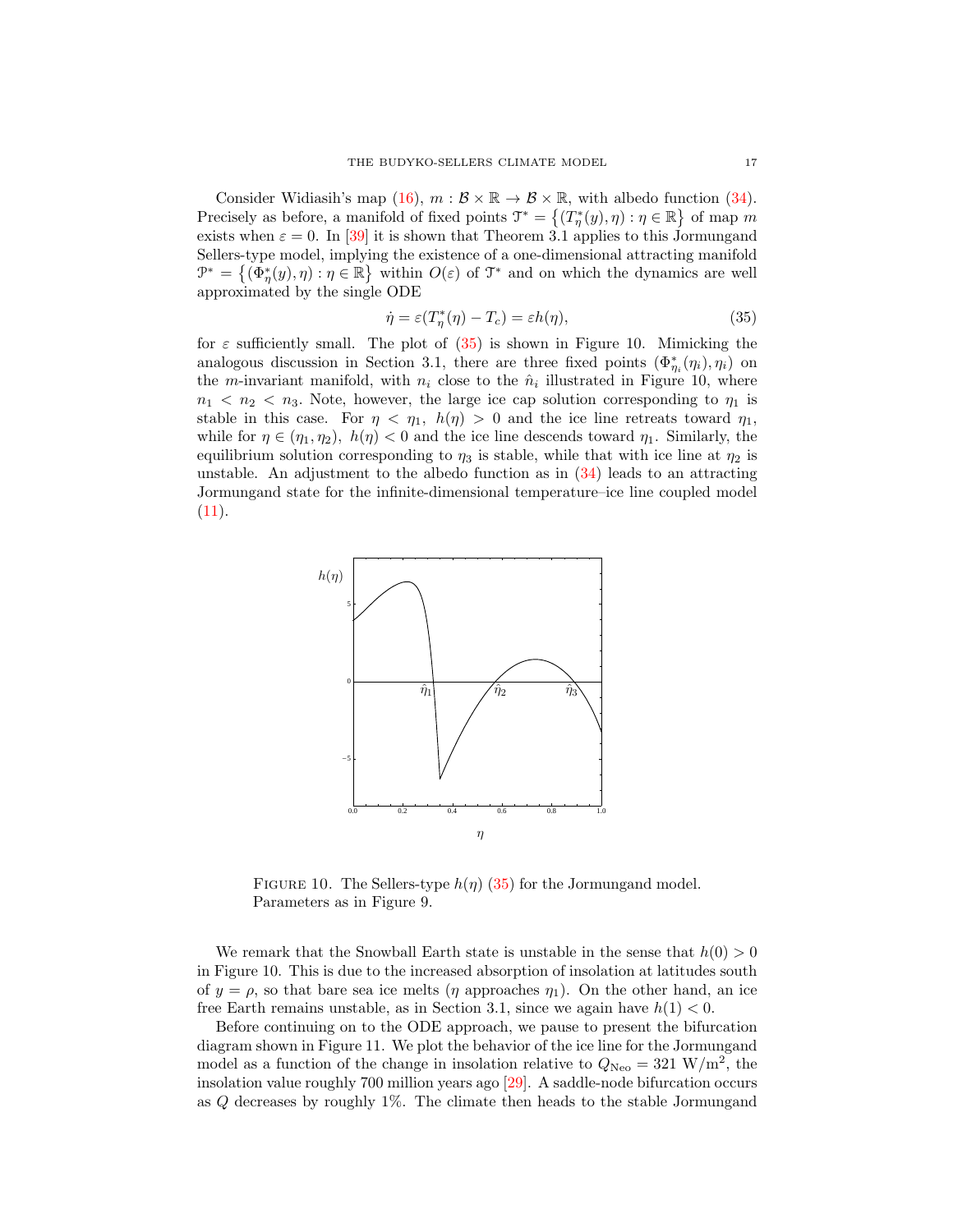Consider Widiasih's map (16), $m : \mathcal{B} \times \mathbb{R} \to \mathcal{B} \times \mathbb{R}$, with albedo function (34). Precisely as before, a manifold of fixed points $\mathcal{T}^* = \left\{(T^*_\eta(y), \eta) : \eta \in \mathbb{R}\right\}$ of map $m$ exists when $\varepsilon = 0$. In [39] it is shown that Theorem 3.1 applies to this Jormungand Sellers-type model, implying the existence of a one-dimensional attracting manifold $\mathcal{P}^* = \left\{(\Phi^*_\eta(y), \eta) : \eta \in \mathbb{R}\right\}$ within $O(\varepsilon)$ of $\mathcal{T}^*$ and on which the dynamics are well approximated by the single ODE

$$\dot{\eta} = \varepsilon(T^*_\eta(\eta) - T_c) = \varepsilon h(\eta), \tag{35}$$

for $\varepsilon$ sufficiently small. The plot of (35) is shown in Figure 10. Mimicking the analogous discussion in Section 3.1, there are three fixed points $(\Phi^*_{\eta_i}(\eta_i), \eta_i)$ on the $m$-invariant manifold, with $n_i$ close to the $\hat{n}_i$ illustrated in Figure 10, where $n_1 < n_2 < n_3$. Note, however, the large ice cap solution corresponding to $\eta_1$ is stable in this case. For $\eta < \eta_1$, $h(\eta) > 0$ and the ice line retreats toward $\eta_1$, while for $\eta \in (\eta_1, \eta_2)$, $h(\eta) < 0$ and the ice line descends toward $\eta_1$. Similarly, the equilibrium solution corresponding to $\eta_3$ is stable, while that with ice line at $\eta_2$ is unstable. An adjustment to the albedo function as in (34) leads to an attracting Jormungand state for the infinite-dimensional temperature–ice line coupled model (11).

FIGURE 10. The Sellers-type $h(\eta)$ (35) for the Jormungand model. Parameters as in Figure 9.

We remark that the Snowball Earth state is unstable in the sense that $h(0) > 0$ in Figure 10. This is due to the increased absorption of insolation at latitudes south of $y = \rho$, so that bare sea ice melts ($\eta$ approaches $\eta_1$). On the other hand, an ice free Earth remains unstable, as in Section 3.1, since we again have $h(1) < 0$.

Before continuing on to the ODE approach, we pause to present the bifurcation diagram shown in Figure 11. We plot the behavior of the ice line for the Jormungand model as a function of the change in insolation relative to $Q_{\text{Neo}} = 321$ W/m$^2$, the insolation value roughly 700 million years ago [29]. A saddle-node bifurcation occurs as $Q$ decreases by roughly 1%. The climate then heads to the stable Jormungand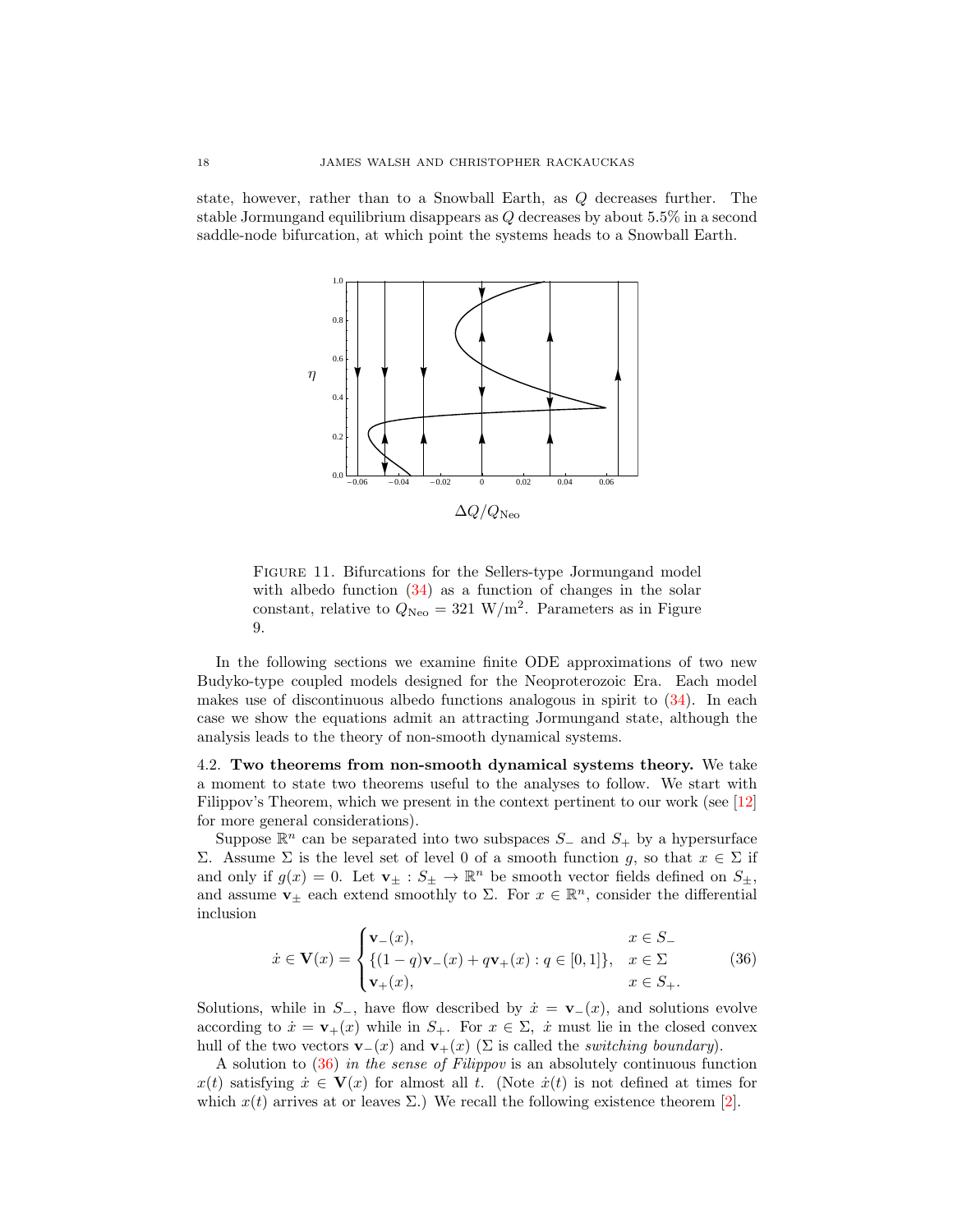state, however, rather than to a Snowball Earth, as $Q$ decreases further. The stable Jormungand equilibrium disappears as $Q$ decreases by about 5.5% in a second saddle-node bifurcation, at which point the systems heads to a Snowball Earth.

FIGURE 11. Bifurcations for the Sellers-type Jormungand model with albedo function (34) as a function of changes in the solar constant, relative to $Q_{\mathrm{Neo}} = 321$ W/m$^2$. Parameters as in Figure 9.

In the following sections we examine finite ODE approximations of two new Budyko-type coupled models designed for the Neoproterozoic Era. Each model makes use of discontinuous albedo functions analogous in spirit to (34). In each case we show the equations admit an attracting Jormungand state, although the analysis leads to the theory of non-smooth dynamical systems.

**4.2. Two theorems from non-smooth dynamical systems theory.** We take a moment to state two theorems useful to the analyses to follow. We start with Filippov's Theorem, which we present in the context pertinent to our work (see [12] for more general considerations).

Suppose $\mathbb{R}^n$ can be separated into two subspaces $S_-$ and $S_+$ by a hypersurface $\Sigma$. Assume $\Sigma$ is the level set of level 0 of a smooth function $g$, so that $x \in \Sigma$ if and only if $g(x) = 0$. Let $\mathbf{v}_\pm : S_\pm \to \mathbb{R}^n$ be smooth vector fields defined on $S_\pm$, and assume $\mathbf{v}_\pm$ each extend smoothly to $\Sigma$. For $x \in \mathbb{R}^n$, consider the differential inclusion

$$\dot{x} \in \mathbf{V}(x) = \begin{cases} \mathbf{v}_-(x), & x \in S_- \\ \{(1-q)\mathbf{v}_-(x) + q\mathbf{v}_+(x) : q \in [0,1]\}, & x \in \Sigma \\ \mathbf{v}_+(x), & x \in S_+. \end{cases} \tag{36}$$

Solutions, while in $S_-$, have flow described by $\dot{x} = \mathbf{v}_-(x)$, and solutions evolve according to $\dot{x} = \mathbf{v}_+(x)$ while in $S_+$. For $x \in \Sigma$, $\dot{x}$ must lie in the closed convex hull of the two vectors $\mathbf{v}_-(x)$ and $\mathbf{v}_+(x)$ ($\Sigma$ is called the *switching boundary*).

A solution to (36) *in the sense of Filippov* is an absolutely continuous function $x(t)$ satisfying $\dot{x} \in \mathbf{V}(x)$ for almost all $t$. (Note $\dot{x}(t)$ is not defined at times for which $x(t)$ arrives at or leaves $\Sigma$.) We recall the following existence theorem [2].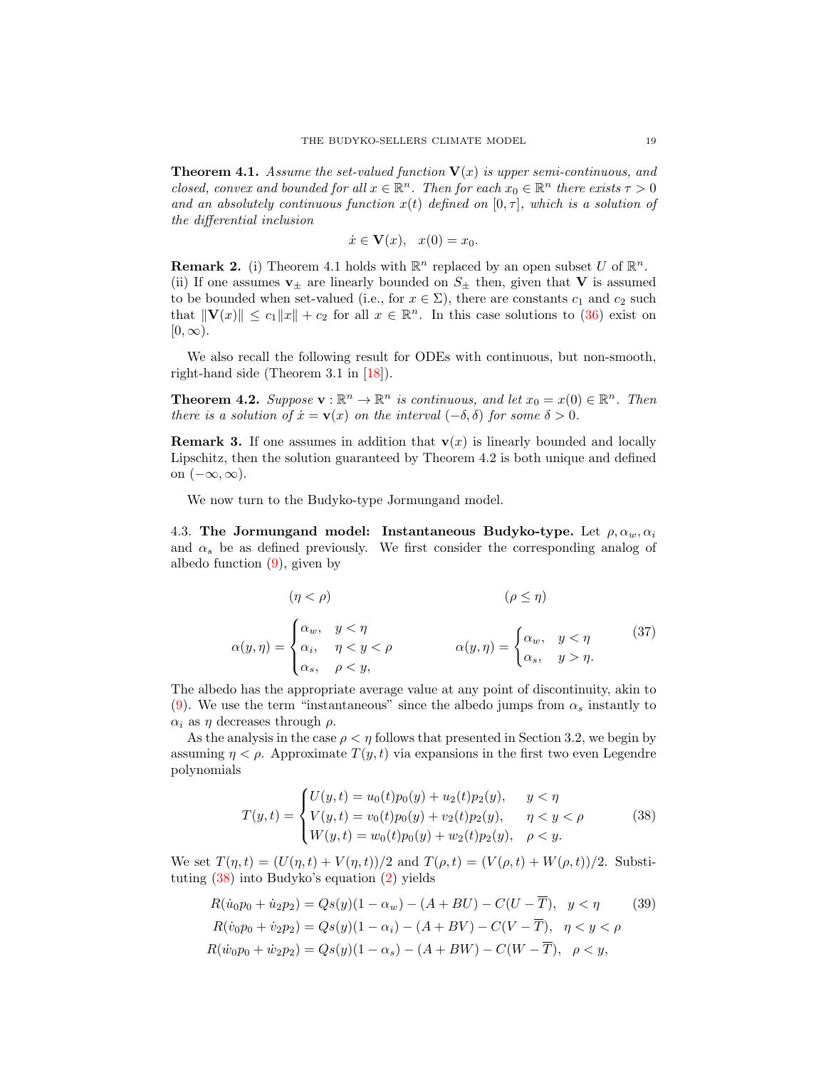**Theorem 4.1.** *Assume the set-valued function $\mathbf{V}(x)$ is upper semi-continuous, and closed, convex and bounded for all $x \in \mathbb{R}^n$. Then for each $x_0 \in \mathbb{R}^n$ there exists $\tau > 0$ and an absolutely continuous function $x(t)$ defined on $[0, \tau]$, which is a solution of the differential inclusion*

$$\dot{x} \in \mathbf{V}(x), \quad x(0) = x_0.$$

**Remark 2.** (i) Theorem 4.1 holds with $\mathbb{R}^n$ replaced by an open subset $U$ of $\mathbb{R}^n$.
(ii) If one assumes $\mathbf{v}_\pm$ are linearly bounded on $S_\pm$ then, given that $\mathbf{V}$ is assumed to be bounded when set-valued (i.e., for $x \in \Sigma$), there are constants $c_1$ and $c_2$ such that $\|\mathbf{V}(x)\| \leq c_1\|x\| + c_2$ for all $x \in \mathbb{R}^n$. In this case solutions to (36) exist on $[0, \infty)$.

We also recall the following result for ODEs with continuous, but non-smooth, right-hand side (Theorem 3.1 in [18]).

**Theorem 4.2.** *Suppose $\mathbf{v} : \mathbb{R}^n \to \mathbb{R}^n$ is continuous, and let $x_0 = x(0) \in \mathbb{R}^n$. Then there is a solution of $\dot{x} = \mathbf{v}(x)$ on the interval $(-\delta, \delta)$ for some $\delta > 0$.*

**Remark 3.** If one assumes in addition that $\mathbf{v}(x)$ is linearly bounded and locally Lipschitz, then the solution guaranteed by Theorem 4.2 is both unique and defined on $(-\infty, \infty)$.

We now turn to the Budyko-type Jormungand model.

4.3. **The Jormungand model: Instantaneous Budyko-type.** Let $\rho, \alpha_w, \alpha_i$ and $\alpha_s$ be as defined previously. We first consider the corresponding analog of albedo function (9), given by

$$(\eta < \rho) \qquad\qquad\qquad\qquad (\rho \leq \eta)$$

$$\alpha(y, \eta) = \begin{cases} \alpha_w, & y < \eta \\ \alpha_i, & \eta < y < \rho \\ \alpha_s, & \rho < y, \end{cases} \qquad\qquad \alpha(y, \eta) = \begin{cases} \alpha_w, & y < \eta \\ \alpha_s, & y > \eta. \end{cases} \tag{37}$$

The albedo has the appropriate average value at any point of discontinuity, akin to (9). We use the term "instantaneous" since the albedo jumps from $\alpha_s$ instantly to $\alpha_i$ as $\eta$ decreases through $\rho$.

As the analysis in the case $\rho < \eta$ follows that presented in Section 3.2, we begin by assuming $\eta < \rho$. Approximate $T(y, t)$ via expansions in the first two even Legendre polynomials

$$T(y, t) = \begin{cases} U(y, t) = u_0(t)p_0(y) + u_2(t)p_2(y), & y < \eta \\ V(y, t) = v_0(t)p_0(y) + v_2(t)p_2(y), & \eta < y < \rho \\ W(y, t) = w_0(t)p_0(y) + w_2(t)p_2(y), & \rho < y. \end{cases} \tag{38}$$

We set $T(\eta, t) = (U(\eta, t) + V(\eta, t))/2$ and $T(\rho, t) = (V(\rho, t) + W(\rho, t))/2$. Substituting (38) into Budyko's equation (2) yields

$$\begin{aligned} R(\dot{u}_0 p_0 + \dot{u}_2 p_2) &= Qs(y)(1 - \alpha_w) - (A + BU) - C(U - \overline{T}), \quad y < \eta \\ R(\dot{v}_0 p_0 + \dot{v}_2 p_2) &= Qs(y)(1 - \alpha_i) - (A + BV) - C(V - \overline{T}), \quad \eta < y < \rho \\ R(\dot{w}_0 p_0 + \dot{w}_2 p_2) &= Qs(y)(1 - \alpha_s) - (A + BW) - C(W - \overline{T}), \quad \rho < y, \end{aligned} \tag{39}$$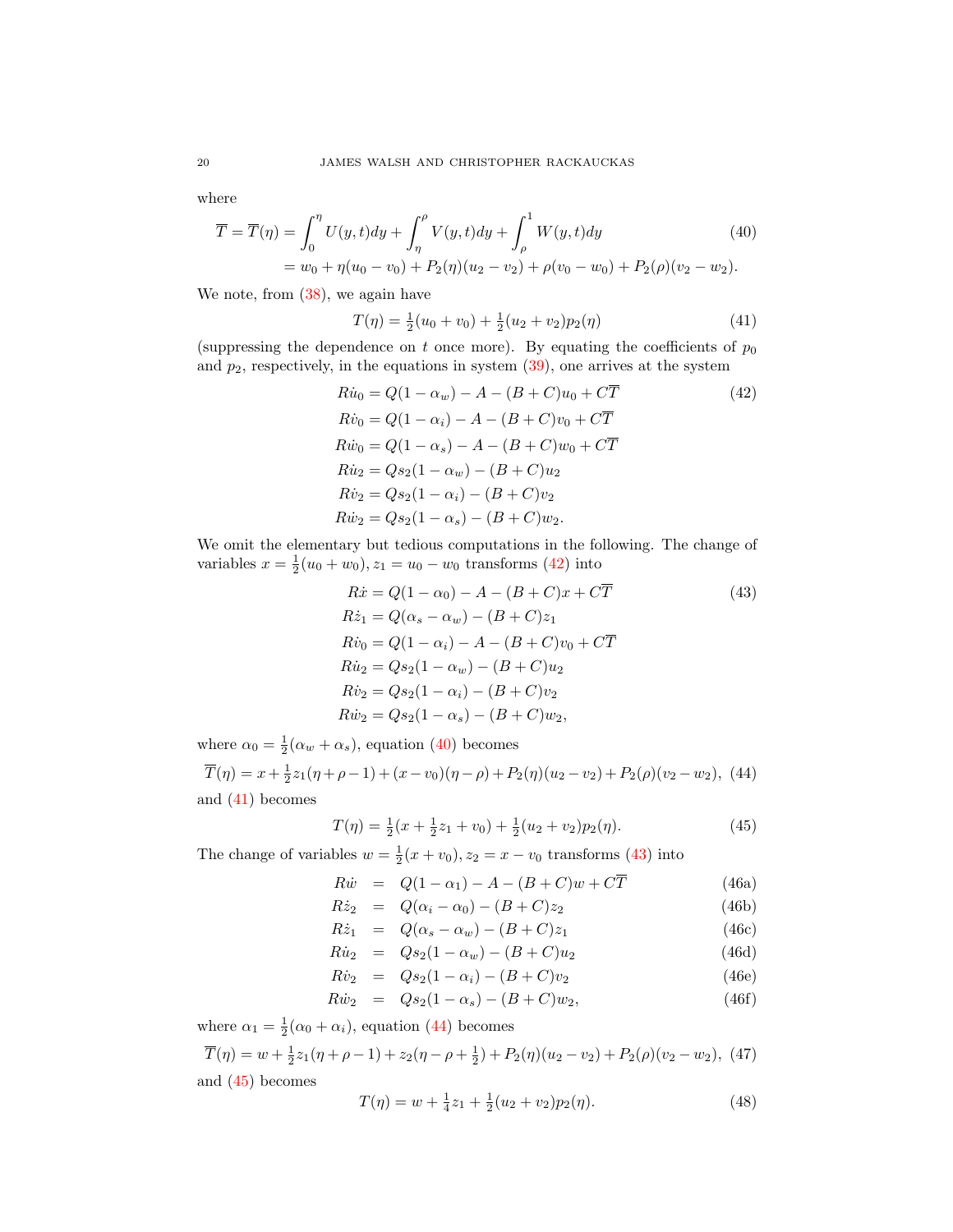where

$$
\begin{aligned}
\overline{T} = \overline{T}(\eta) &= \int_0^\eta U(y,t)dy + \int_\eta^\rho V(y,t)dy + \int_\rho^1 W(y,t)dy \\
&= w_0 + \eta(u_0 - v_0) + P_2(\eta)(u_2 - v_2) + \rho(v_0 - w_0) + P_2(\rho)(v_2 - w_2).
\end{aligned}
\tag{40}
$$

We note, from (38), we again have

$$
T(\eta) = \tfrac{1}{2}(u_0 + v_0) + \tfrac{1}{2}(u_2 + v_2)p_2(\eta) \tag{41}
$$

(suppressing the dependence on $t$ once more). By equating the coefficients of $p_0$ and $p_2$, respectively, in the equations in system (39), one arrives at the system

$$
\begin{aligned}
R\dot{u}_0 &= Q(1-\alpha_w) - A - (B+C)u_0 + C\overline{T} \\
R\dot{v}_0 &= Q(1-\alpha_i) - A - (B+C)v_0 + C\overline{T} \\
R\dot{w}_0 &= Q(1-\alpha_s) - A - (B+C)w_0 + C\overline{T} \\
R\dot{u}_2 &= Qs_2(1-\alpha_w) - (B+C)u_2 \\
R\dot{v}_2 &= Qs_2(1-\alpha_i) - (B+C)v_2 \\
R\dot{w}_2 &= Qs_2(1-\alpha_s) - (B+C)w_2.
\end{aligned}
\tag{42}
$$

We omit the elementary but tedious computations in the following. The change of variables $x = \frac{1}{2}(u_0 + w_0), z_1 = u_0 - w_0$ transforms (42) into

$$
\begin{aligned}
R\dot{x} &= Q(1-\alpha_0) - A - (B+C)x + C\overline{T} \\
R\dot{z}_1 &= Q(\alpha_s - \alpha_w) - (B+C)z_1 \\
R\dot{v}_0 &= Q(1-\alpha_i) - A - (B+C)v_0 + C\overline{T} \\
R\dot{u}_2 &= Qs_2(1-\alpha_w) - (B+C)u_2 \\
R\dot{v}_2 &= Qs_2(1-\alpha_i) - (B+C)v_2 \\
R\dot{w}_2 &= Qs_2(1-\alpha_s) - (B+C)w_2,
\end{aligned}
\tag{43}
$$

where $\alpha_0 = \frac{1}{2}(\alpha_w + \alpha_s)$, equation (40) becomes

$$
\overline{T}(\eta) = x + \tfrac{1}{2}z_1(\eta + \rho - 1) + (x - v_0)(\eta - \rho) + P_2(\eta)(u_2 - v_2) + P_2(\rho)(v_2 - w_2), \tag{44}
$$

and (41) becomes

$$
T(\eta) = \tfrac{1}{2}(x + \tfrac{1}{2}z_1 + v_0) + \tfrac{1}{2}(u_2 + v_2)p_2(\eta). \tag{45}
$$

The change of variables $w = \frac{1}{2}(x + v_0), z_2 = x - v_0$ transforms (43) into

$$
\begin{aligned}
R\dot{w} &= Q(1-\alpha_1) - A - (B+C)w + C\overline{T} && \text{(46a)}\\
R\dot{z}_2 &= Q(\alpha_i - \alpha_0) - (B+C)z_2 && \text{(46b)}\\
R\dot{z}_1 &= Q(\alpha_s - \alpha_w) - (B+C)z_1 && \text{(46c)}\\
R\dot{u}_2 &= Qs_2(1-\alpha_w) - (B+C)u_2 && \text{(46d)}\\
R\dot{v}_2 &= Qs_2(1-\alpha_i) - (B+C)v_2 && \text{(46e)}\\
R\dot{w}_2 &= Qs_2(1-\alpha_s) - (B+C)w_2, && \text{(46f)}
\end{aligned}
$$

where $\alpha_1 = \frac{1}{2}(\alpha_0 + \alpha_i)$, equation (44) becomes

$$
\overline{T}(\eta) = w + \tfrac{1}{2}z_1(\eta + \rho - 1) + z_2(\eta - \rho + \tfrac{1}{2}) + P_2(\eta)(u_2 - v_2) + P_2(\rho)(v_2 - w_2), \tag{47}
$$

and (45) becomes

$$
T(\eta) = w + \tfrac{1}{4}z_1 + \tfrac{1}{2}(u_2 + v_2)p_2(\eta). \tag{48}
$$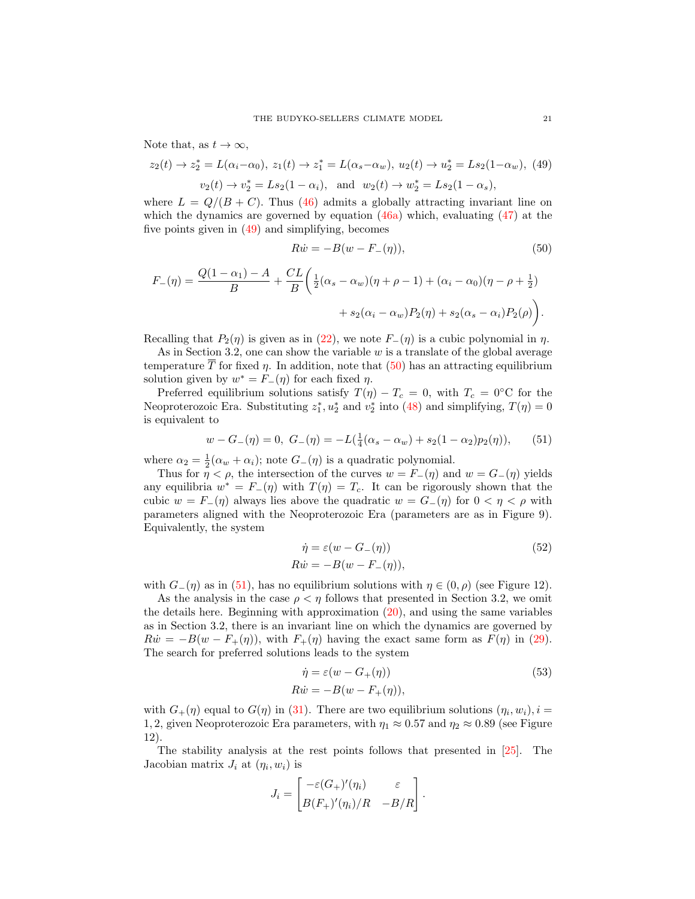Note that, as $t \to \infty$,

$$z_2(t) \to z_2^* = L(\alpha_i - \alpha_0),\ z_1(t) \to z_1^* = L(\alpha_s - \alpha_w),\ u_2(t) \to u_2^* = Ls_2(1-\alpha_w),\ \ (49)$$
$$v_2(t) \to v_2^* = Ls_2(1-\alpha_i), \ \text{ and } \ w_2(t) \to w_2^* = Ls_2(1-\alpha_s),$$

where $L = Q/(B+C)$. Thus (46) admits a globally attracting invariant line on which the dynamics are governed by equation (46a) which, evaluating (47) at the five points given in (49) and simplifying, becomes

$$R\dot{w} = -B(w - F_-(\eta)), \tag{50}$$

$$F_-(\eta) = \frac{Q(1-\alpha_1) - A}{B} + \frac{CL}{B}\bigg(\tfrac{1}{2}(\alpha_s - \alpha_w)(\eta + \rho - 1) + (\alpha_i - \alpha_0)(\eta - \rho + \tfrac{1}{2})$$
$$+ s_2(\alpha_i - \alpha_w)P_2(\eta) + s_2(\alpha_s - \alpha_i)P_2(\rho)\bigg).$$

Recalling that $P_2(\eta)$ is given as in (22), we note $F_-(\eta)$ is a cubic polynomial in $\eta$.

As in Section 3.2, one can show the variable $w$ is a translate of the global average temperature $\overline{T}$ for fixed $\eta$. In addition, note that (50) has an attracting equilibrium solution given by $w^* = F_-(\eta)$ for each fixed $\eta$.

Preferred equilibrium solutions satisfy $T(\eta) - T_c = 0$, with $T_c = 0$°C for the Neoproterozoic Era. Substituting $z_1^*, u_2^*$ and $v_2^*$ into (48) and simplifying, $T(\eta) = 0$ is equivalent to

$$w - G_-(\eta) = 0,\ G_-(\eta) = -L(\tfrac{1}{4}(\alpha_s - \alpha_w) + s_2(1-\alpha_2)p_2(\eta)), \tag{51}$$

where $\alpha_2 = \frac{1}{2}(\alpha_w + \alpha_i)$; note $G_-(\eta)$ is a quadratic polynomial.

Thus for $\eta < \rho$, the intersection of the curves $w = F_-(\eta)$ and $w = G_-(\eta)$ yields any equilibria $w^* = F_-(\eta)$ with $T(\eta) = T_c$. It can be rigorously shown that the cubic $w = F_-(\eta)$ always lies above the quadratic $w = G_-(\eta)$ for $0 < \eta < \rho$ with parameters aligned with the Neoproterozoic Era (parameters are as in Figure 9). Equivalently, the system

$$\begin{aligned} \dot{\eta} &= \varepsilon(w - G_-(\eta)) \\ R\dot{w} &= -B(w - F_-(\eta)), \end{aligned} \tag{52}$$

with $G_-(\eta)$ as in (51), has no equilibrium solutions with $\eta \in (0, \rho)$ (see Figure 12).

As the analysis in the case $\rho < \eta$ follows that presented in Section 3.2, we omit the details here. Beginning with approximation (20), and using the same variables as in Section 3.2, there is an invariant line on which the dynamics are governed by $R\dot{w} = -B(w - F_+(\eta))$, with $F_+(\eta)$ having the exact same form as $F(\eta)$ in (29). The search for preferred solutions leads to the system

$$\begin{aligned} \dot{\eta} &= \varepsilon(w - G_+(\eta)) \\ R\dot{w} &= -B(w - F_+(\eta)), \end{aligned} \tag{53}$$

with $G_+(\eta)$ equal to $G(\eta)$ in (31). There are two equilibrium solutions $(\eta_i, w_i), i = 1, 2$, given Neoproterozoic Era parameters, with $\eta_1 \approx 0.57$ and $\eta_2 \approx 0.89$ (see Figure 12).

The stability analysis at the rest points follows that presented in [25]. The Jacobian matrix $J_i$ at $(\eta_i, w_i)$ is

$$J_i = \begin{bmatrix} -\varepsilon(G_+)'(\eta_i) & \varepsilon \\ B(F_+)'(\eta_i)/R & -B/R \end{bmatrix}.$$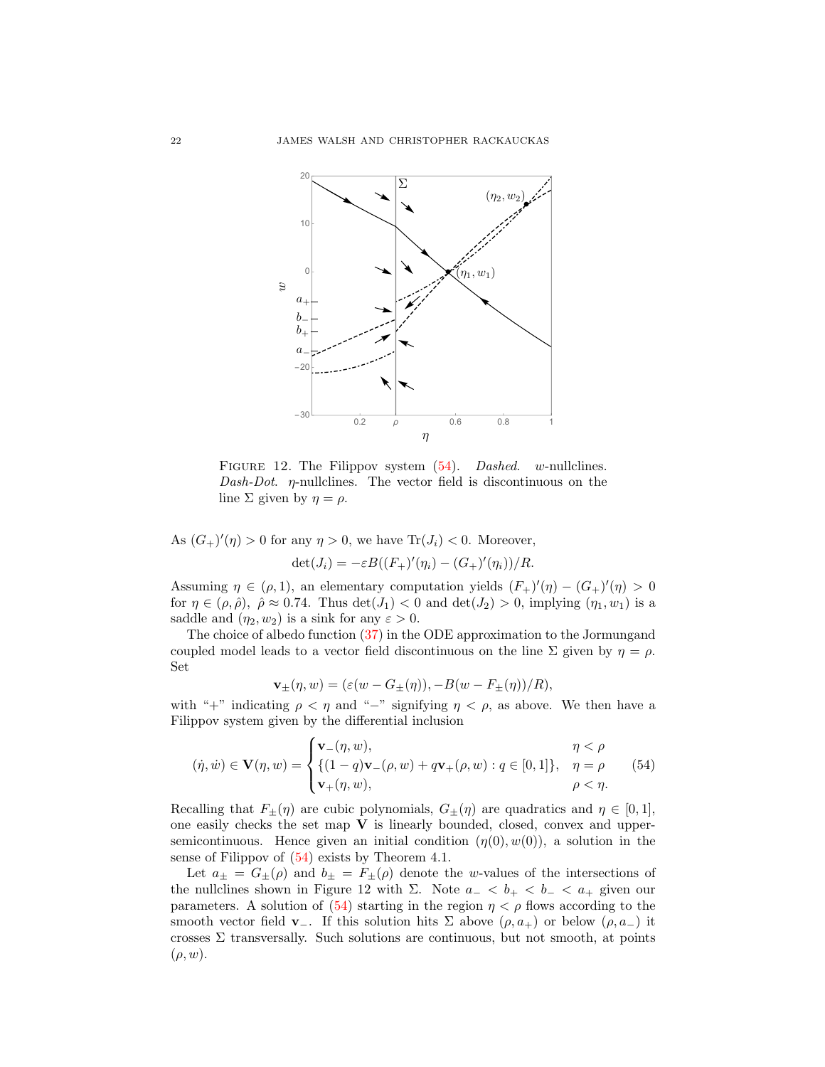FIGURE 12. The Filippov system (54). *Dashed.* $w$-nullclines. *Dash-Dot.* $\eta$-nullclines. The vector field is discontinuous on the line $\Sigma$ given by $\eta = \rho$.

As $(G_+)'(\eta) > 0$ for any $\eta > 0$, we have $\mathrm{Tr}(J_i) < 0$. Moreover,

$$\det(J_i) = -\varepsilon B((F_+)'(\eta_i) - (G_+)'(\eta_i))/R.$$

Assuming $\eta \in (\rho, 1)$, an elementary computation yields $(F_+)'(\eta) - (G_+)'(\eta) > 0$ for $\eta \in (\rho, \hat{\rho})$, $\hat{\rho} \approx 0.74$. Thus $\det(J_1) < 0$ and $\det(J_2) > 0$, implying $(\eta_1, w_1)$ is a saddle and $(\eta_2, w_2)$ is a sink for any $\varepsilon > 0$.

The choice of albedo function (37) in the ODE approximation to the Jormungand coupled model leads to a vector field discontinuous on the line $\Sigma$ given by $\eta = \rho$. Set

$$\mathbf{v}_\pm(\eta, w) = (\varepsilon(w - G_\pm(\eta)), -B(w - F_\pm(\eta))/R),$$

with "+" indicating $\rho < \eta$ and "−" signifying $\eta < \rho$, as above. We then have a Filippov system given by the differential inclusion

$$(\dot{\eta}, \dot{w}) \in \mathbf{V}(\eta, w) = \begin{cases} \mathbf{v}_-(\eta, w), & \eta < \rho \\ \{(1-q)\mathbf{v}_-(\rho, w) + q\mathbf{v}_+(\rho, w) : q \in [0,1]\}, & \eta = \rho \\ \mathbf{v}_+(\eta, w), & \rho < \eta. \end{cases} \tag{54}$$

Recalling that $F_\pm(\eta)$ are cubic polynomials, $G_\pm(\eta)$ are quadratics and $\eta \in [0,1]$, one easily checks the set map $\mathbf{V}$ is linearly bounded, closed, convex and upper-semicontinuous. Hence given an initial condition $(\eta(0), w(0))$, a solution in the sense of Filippov of (54) exists by Theorem 4.1.

Let $a_\pm = G_\pm(\rho)$ and $b_\pm = F_\pm(\rho)$ denote the $w$-values of the intersections of the nullclines shown in Figure 12 with $\Sigma$. Note $a_- < b_+ < b_- < a_+$ given our parameters. A solution of (54) starting in the region $\eta < \rho$ flows according to the smooth vector field $\mathbf{v}_-$. If this solution hits $\Sigma$ above $(\rho, a_+)$ or below $(\rho, a_-)$ it crosses $\Sigma$ transversally. Such solutions are continuous, but not smooth, at points $(\rho, w)$.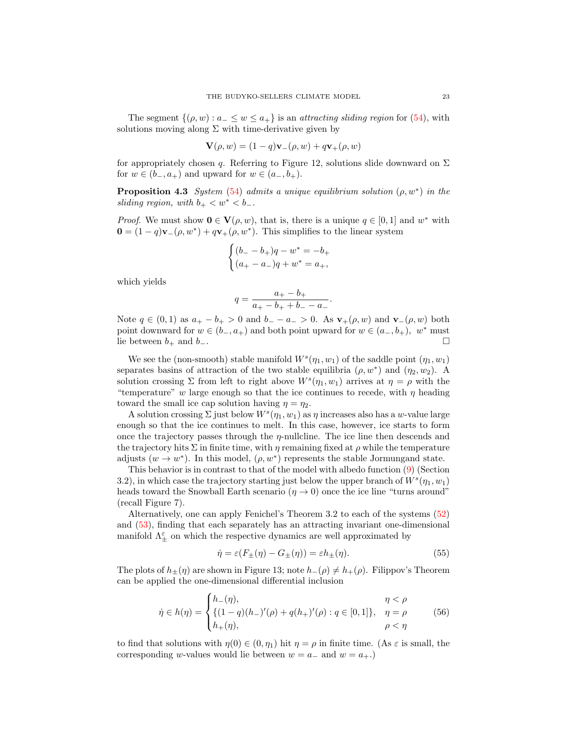The segment $\{(\rho, w) : a_- \le w \le a_+\}$ is an *attracting sliding region* for (54), with solutions moving along $\Sigma$ with time-derivative given by

$$\mathbf{V}(\rho, w) = (1-q)\mathbf{v}_-(\rho, w) + q\mathbf{v}_+(\rho, w)$$

for appropriately chosen $q$. Referring to Figure 12, solutions slide downward on $\Sigma$ for $w \in (b_-, a_+)$ and upward for $w \in (a_-, b_+)$.

**Proposition 4.3** *System (54) admits a unique equilibrium solution $(\rho, w^*)$ in the sliding region, with $b_+ < w^* < b_-$.*

*Proof.* We must show $\mathbf{0} \in \mathbf{V}(\rho, w)$, that is, there is a unique $q \in [0,1]$ and $w^*$ with $\mathbf{0} = (1-q)\mathbf{v}_-(\rho, w^*) + q\mathbf{v}_+(\rho, w^*)$. This simplifies to the linear system

$$\begin{cases} (b_- - b_+)q - w^* = -b_+ \\ (a_+ - a_-)q + w^* = a_+, \end{cases}$$

which yields

$$q = \frac{a_+ - b_+}{a_+ - b_+ + b_- - a_-}.$$

Note $q \in (0,1)$ as $a_+ - b_+ > 0$ and $b_- - a_- > 0$. As $\mathbf{v}_+(\rho, w)$ and $\mathbf{v}_-(\rho, w)$ both point downward for $w \in (b_-, a_+)$ and both point upward for $w \in (a_-, b_+)$, $w^*$ must lie between $b_+$ and $b_-$. □

We see the (non-smooth) stable manifold $W^s(\eta_1, w_1)$ of the saddle point $(\eta_1, w_1)$ separates basins of attraction of the two stable equilibria $(\rho, w^*)$ and $(\eta_2, w_2)$. A solution crossing $\Sigma$ from left to right above $W^s(\eta_1, w_1)$ arrives at $\eta = \rho$ with the "temperature" $w$ large enough so that the ice continues to recede, with $\eta$ heading toward the small ice cap solution having $\eta = \eta_2$.

A solution crossing $\Sigma$ just below $W^s(\eta_1, w_1)$ as $\eta$ increases also has a $w$-value large enough so that the ice continues to melt. In this case, however, ice starts to form once the trajectory passes through the $\eta$-nullcline. The ice line then descends and the trajectory hits $\Sigma$ in finite time, with $\eta$ remaining fixed at $\rho$ while the temperature adjusts ($w \to w^*$). In this model, $(\rho, w^*)$ represents the stable Jormungand state.

This behavior is in contrast to that of the model with albedo function (9) (Section 3.2), in which case the trajectory starting just below the upper branch of $W^s(\eta_1, w_1)$ heads toward the Snowball Earth scenario ($\eta \to 0$) once the ice line "turns around" (recall Figure 7).

Alternatively, one can apply Fenichel's Theorem 3.2 to each of the systems (52) and (53), finding that each separately has an attracting invariant one-dimensional manifold $\Lambda_\pm^\varepsilon$ on which the respective dynamics are well approximated by

$$\dot{\eta} = \varepsilon(F_\pm(\eta) - G_\pm(\eta)) = \varepsilon h_\pm(\eta). \tag{55}$$

The plots of $h_\pm(\eta)$ are shown in Figure 13; note $h_-(\rho) \neq h_+(\rho)$. Filippov's Theorem can be applied the one-dimensional differential inclusion

$$\dot{\eta} \in h(\eta) = \begin{cases} h_-(\eta), & \eta < \rho \\ \{(1-q)(h_-)'(\rho) + q(h_+)'(\rho) : q \in [0,1]\}, & \eta = \rho \\ h_+(\eta), & \rho < \eta \end{cases} \tag{56}$$

to find that solutions with $\eta(0) \in (0, \eta_1)$ hit $\eta = \rho$ in finite time. (As $\varepsilon$ is small, the corresponding $w$-values would lie between $w = a_-$ and $w = a_+$.)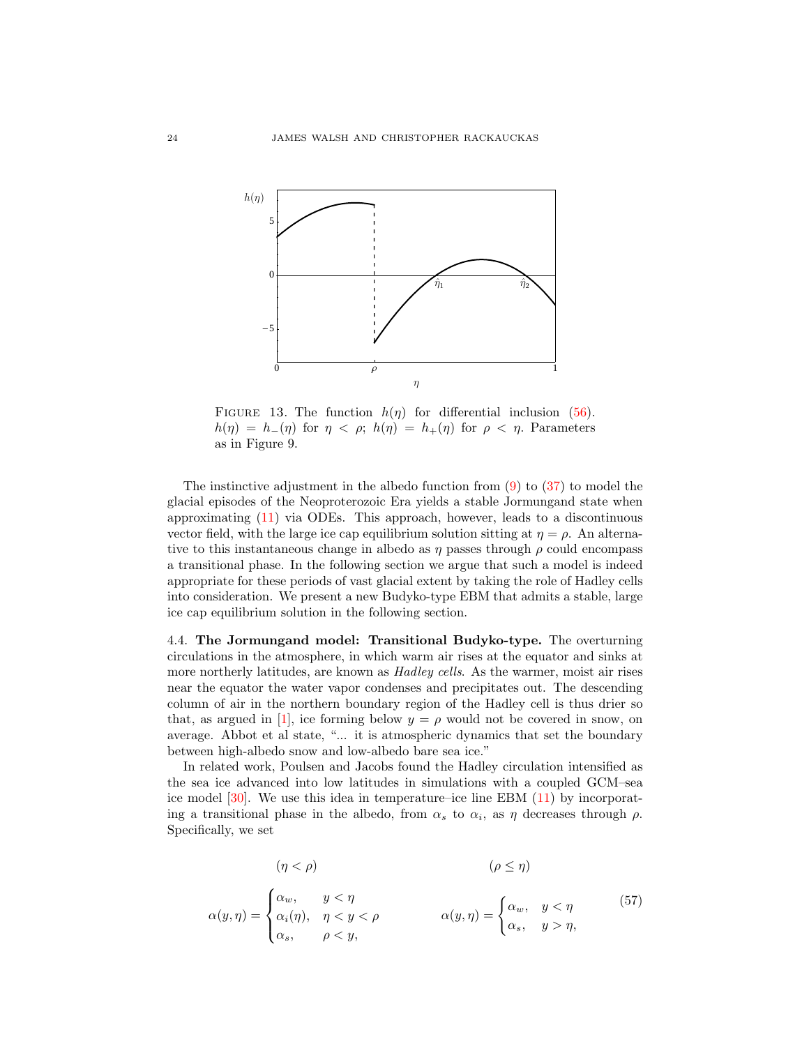FIGURE 13. The function $h(\eta)$ for differential inclusion (56). $h(\eta) = h_-(\eta)$ for $\eta < \rho$; $h(\eta) = h_+(\eta)$ for $\rho < \eta$. Parameters as in Figure 9.

The instinctive adjustment in the albedo function from (9) to (37) to model the glacial episodes of the Neoproterozoic Era yields a stable Jormungand state when approximating (11) via ODEs. This approach, however, leads to a discontinuous vector field, with the large ice cap equilibrium solution sitting at $\eta = \rho$. An alternative to this instantaneous change in albedo as $\eta$ passes through $\rho$ could encompass a transitional phase. In the following section we argue that such a model is indeed appropriate for these periods of vast glacial extent by taking the role of Hadley cells into consideration. We present a new Budyko-type EBM that admits a stable, large ice cap equilibrium solution in the following section.

### 4.4. The Jormungand model: Transitional Budyko-type.

The overturning circulations in the atmosphere, in which warm air rises at the equator and sinks at more northerly latitudes, are known as *Hadley cells*. As the warmer, moist air rises near the equator the water vapor condenses and precipitates out. The descending column of air in the northern boundary region of the Hadley cell is thus drier so that, as argued in [1], ice forming below $y = \rho$ would not be covered in snow, on average. Abbot et al state, "... it is atmospheric dynamics that set the boundary between high-albedo snow and low-albedo bare sea ice."

In related work, Poulsen and Jacobs found the Hadley circulation intensified as the sea ice advanced into low latitudes in simulations with a coupled GCM–sea ice model [30]. We use this idea in temperature–ice line EBM (11) by incorporating a transitional phase in the albedo, from $\alpha_s$ to $\alpha_i$, as $\eta$ decreases through $\rho$. Specifically, we set

$$
(\eta < \rho) \qquad\qquad\qquad\qquad (\rho \leq \eta)
$$

$$
\alpha(y,\eta) = \begin{cases} \alpha_w, & y < \eta \\ \alpha_i(\eta), & \eta < y < \rho \\ \alpha_s, & \rho < y, \end{cases} \qquad\qquad \alpha(y,\eta) = \begin{cases} \alpha_w, & y < \eta \\ \alpha_s, & y > \eta, \end{cases} \tag{57}
$$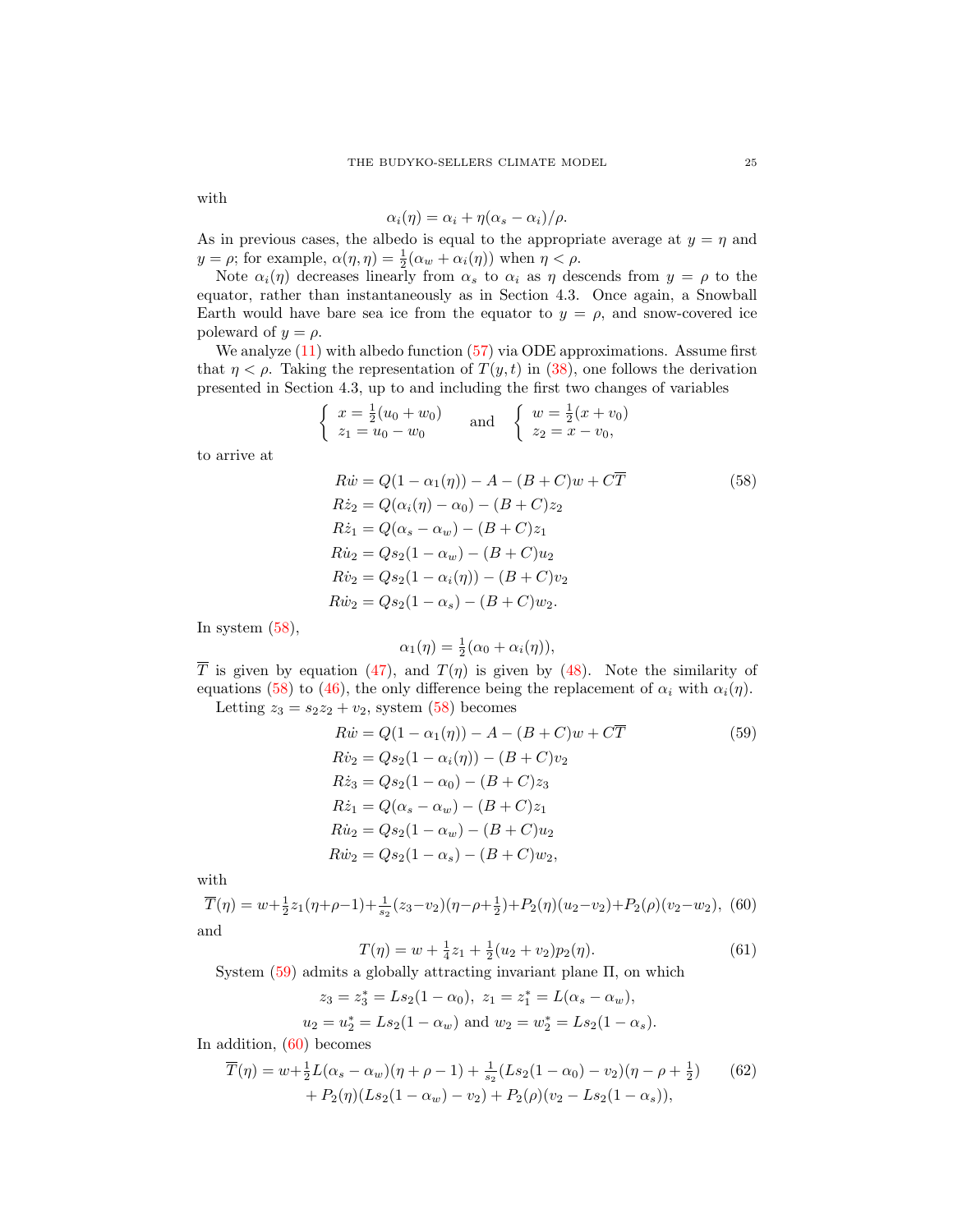with

$$\alpha_i(\eta) = \alpha_i + \eta(\alpha_s - \alpha_i)/\rho.$$

As in previous cases, the albedo is equal to the appropriate average at $y = \eta$ and $y = \rho$; for example, $\alpha(\eta, \eta) = \frac{1}{2}(\alpha_w + \alpha_i(\eta))$ when $\eta < \rho$.

Note $\alpha_i(\eta)$ decreases linearly from $\alpha_s$ to $\alpha_i$ as $\eta$ descends from $y = \rho$ to the equator, rather than instantaneously as in Section 4.3. Once again, a Snowball Earth would have bare sea ice from the equator to $y = \rho$, and snow-covered ice poleward of $y = \rho$.

We analyze (11) with albedo function (57) via ODE approximations. Assume first that $\eta < \rho$. Taking the representation of $T(y,t)$ in (38), one follows the derivation presented in Section 4.3, up to and including the first two changes of variables

$$\left\{ \begin{array}{l} x = \frac{1}{2}(u_0 + w_0) \\ z_1 = u_0 - w_0 \end{array} \right. \quad \text{and} \quad \left\{ \begin{array}{l} w = \frac{1}{2}(x + v_0) \\ z_2 = x - v_0, \end{array} \right.$$

to arrive at

$$\begin{aligned}
R\dot{w} &= Q(1 - \alpha_1(\eta)) - A - (B + C)w + C\overline{T} \\
R\dot{z}_2 &= Q(\alpha_i(\eta) - \alpha_0) - (B + C)z_2 \\
R\dot{z}_1 &= Q(\alpha_s - \alpha_w) - (B + C)z_1 \\
R\dot{u}_2 &= Qs_2(1 - \alpha_w) - (B + C)u_2 \\
R\dot{v}_2 &= Qs_2(1 - \alpha_i(\eta)) - (B + C)v_2 \\
R\dot{w}_2 &= Qs_2(1 - \alpha_s) - (B + C)w_2.
\end{aligned} \tag{58}$$

In system (58),

$$\alpha_1(\eta) = \tfrac{1}{2}(\alpha_0 + \alpha_i(\eta)),$$

$\overline{T}$ is given by equation (47), and $T(\eta)$ is given by (48). Note the similarity of equations (58) to (46), the only difference being the replacement of $\alpha_i$ with $\alpha_i(\eta)$.

Letting $z_3 = s_2 z_2 + v_2$, system (58) becomes

$$\begin{aligned}
R\dot{w} &= Q(1 - \alpha_1(\eta)) - A - (B + C)w + C\overline{T} \\
R\dot{v}_2 &= Qs_2(1 - \alpha_i(\eta)) - (B + C)v_2 \\
R\dot{z}_3 &= Qs_2(1 - \alpha_0) - (B + C)z_3 \\
R\dot{z}_1 &= Q(\alpha_s - \alpha_w) - (B + C)z_1 \\
R\dot{u}_2 &= Qs_2(1 - \alpha_w) - (B + C)u_2 \\
R\dot{w}_2 &= Qs_2(1 - \alpha_s) - (B + C)w_2,
\end{aligned} \tag{59}$$

with

$$\overline{T}(\eta) = w + \tfrac{1}{2}z_1(\eta + \rho - 1) + \tfrac{1}{s_2}(z_3 - v_2)(\eta - \rho + \tfrac{1}{2}) + P_2(\eta)(u_2 - v_2) + P_2(\rho)(v_2 - w_2), \tag{60}$$

and

$$T(\eta) = w + \tfrac{1}{4}z_1 + \tfrac{1}{2}(u_2 + v_2)p_2(\eta). \tag{61}$$

System (59) admits a globally attracting invariant plane $\Pi$, on which

$$z_3 = z_3^* = Ls_2(1 - \alpha_0), \ z_1 = z_1^* = L(\alpha_s - \alpha_w),$$

$$u_2 = u_2^* = Ls_2(1 - \alpha_w) \text{ and } w_2 = w_2^* = Ls_2(1 - \alpha_s).$$

In addition, (60) becomes

$$\begin{aligned}
\overline{T}(\eta) = w &+ \tfrac{1}{2}L(\alpha_s - \alpha_w)(\eta + \rho - 1) + \tfrac{1}{s_2}(Ls_2(1 - \alpha_0) - v_2)(\eta - \rho + \tfrac{1}{2}) \\
&+ P_2(\eta)(Ls_2(1 - \alpha_w) - v_2) + P_2(\rho)(v_2 - Ls_2(1 - \alpha_s)),
\end{aligned} \tag{62}$$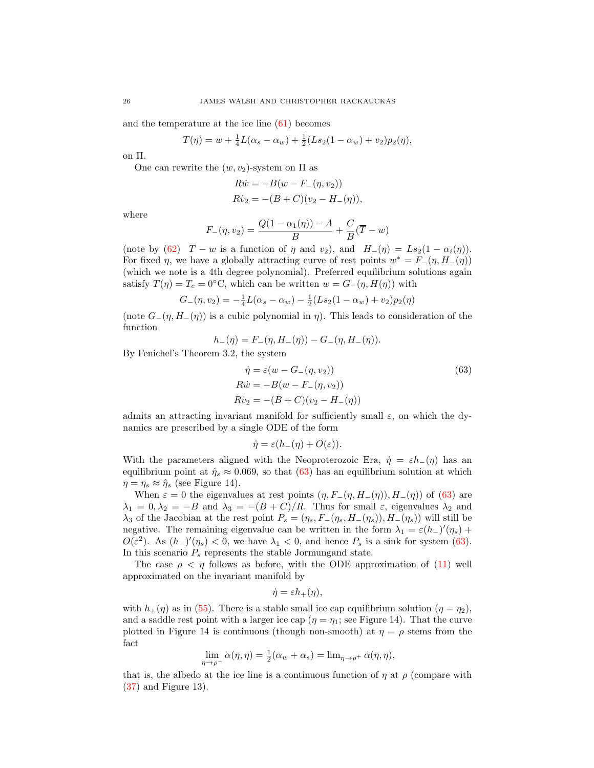and the temperature at the ice line (61) becomes

$$T(\eta) = w + \tfrac{1}{4}L(\alpha_s - \alpha_w) + \tfrac{1}{2}(Ls_2(1-\alpha_w) + v_2)p_2(\eta),$$

on $\Pi$.

One can rewrite the $(w, v_2)$-system on $\Pi$ as

$$\begin{aligned} R\dot{w} &= -B(w - F_-(\eta, v_2)) \\ R\dot{v}_2 &= -(B+C)(v_2 - H_-(\eta)), \end{aligned}$$

where

$$F_-(\eta, v_2) = \frac{Q(1-\alpha_1(\eta)) - A}{B} + \frac{C}{B}(\overline{T} - w)$$

(note by (62) $\overline{T} - w$ is a function of $\eta$ and $v_2$), and $H_-(\eta) = Ls_2(1-\alpha_i(\eta))$. For fixed $\eta$, we have a globally attracting curve of rest points $w^* = F_-(\eta, H_-(\eta))$ (which we note is a 4th degree polynomial). Preferred equilibrium solutions again satisfy $T(\eta) = T_c = 0°$C, which can be written $w = G_-(\eta, H(\eta))$ with

$$G_-(\eta, v_2) = -\tfrac{1}{4}L(\alpha_s - \alpha_w) - \tfrac{1}{2}(Ls_2(1-\alpha_w) + v_2)p_2(\eta)$$

(note $G_-(\eta, H_-(\eta))$ is a cubic polynomial in $\eta$). This leads to consideration of the function

$$h_-(\eta) = F_-(\eta, H_-(\eta)) - G_-(\eta, H_-(\eta)).$$

By Fenichel's Theorem 3.2, the system

$$\begin{aligned} \dot{\eta} &= \varepsilon(w - G_-(\eta, v_2)) \\ R\dot{w} &= -B(w - F_-(\eta, v_2)) \\ R\dot{v}_2 &= -(B+C)(v_2 - H_-(\eta)) \end{aligned} \tag{63}$$

admits an attracting invariant manifold for sufficiently small $\varepsilon$, on which the dynamics are prescribed by a single ODE of the form

$$\dot{\eta} = \varepsilon(h_-(\eta) + O(\varepsilon)).$$

With the parameters aligned with the Neoproterozoic Era, $\dot{\eta} = \varepsilon h_-(\eta)$ has an equilibrium point at $\hat{\eta}_s \approx 0.069$, so that (63) has an equilibrium solution at which $\eta = \eta_s \approx \hat{\eta}_s$ (see Figure 14).

When $\varepsilon = 0$ the eigenvalues at rest points $(\eta, F_-(\eta, H_-(\eta)), H_-(\eta))$ of (63) are $\lambda_1 = 0, \lambda_2 = -B$ and $\lambda_3 = -(B+C)/R$. Thus for small $\varepsilon$, eigenvalues $\lambda_2$ and $\lambda_3$ of the Jacobian at the rest point $P_s = (\eta_s, F_-(\eta_s, H_-(\eta_s)), H_-(\eta_s))$ will still be negative. The remaining eigenvalue can be written in the form $\lambda_1 = \varepsilon(h_-)'(\eta_s) + O(\varepsilon^2)$. As $(h_-)'(\eta_s) < 0$, we have $\lambda_1 < 0$, and hence $P_s$ is a sink for system (63). In this scenario $P_s$ represents the stable Jormungand state.

The case $\rho < \eta$ follows as before, with the ODE approximation of (11) well approximated on the invariant manifold by

$$\dot{\eta} = \varepsilon h_+(\eta),$$

with $h_+(\eta)$ as in (55). There is a stable small ice cap equilibrium solution ($\eta = \eta_2$), and a saddle rest point with a larger ice cap ($\eta = \eta_1$; see Figure 14). That the curve plotted in Figure 14 is continuous (though non-smooth) at $\eta = \rho$ stems from the fact

$$\lim_{\eta \to \rho^-} \alpha(\eta, \eta) = \tfrac{1}{2}(\alpha_w + \alpha_s) = \lim_{\eta \to \rho^+} \alpha(\eta, \eta),$$

that is, the albedo at the ice line is a continuous function of $\eta$ at $\rho$ (compare with (37) and Figure 13).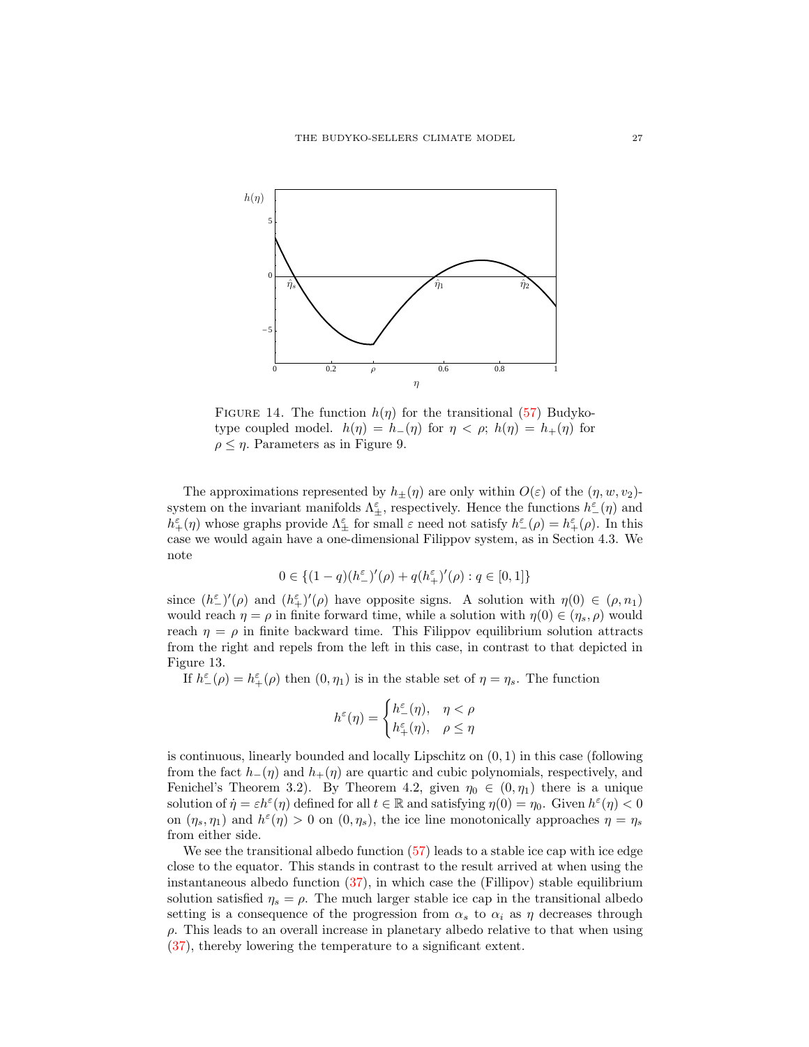FIGURE 14. The function $h(\eta)$ for the transitional (57) Budyko-type coupled model. $h(\eta) = h_-(\eta)$ for $\eta < \rho$; $h(\eta) = h_+(\eta)$ for $\rho \le \eta$. Parameters as in Figure 9.

The approximations represented by $h_\pm(\eta)$ are only within $O(\varepsilon)$ of the $(\eta, w, v_2)$-system on the invariant manifolds $\Lambda_\pm^\varepsilon$, respectively. Hence the functions $h_-^\varepsilon(\eta)$ and $h_+^\varepsilon(\eta)$ whose graphs provide $\Lambda_\pm^\varepsilon$ for small $\varepsilon$ need not satisfy $h_-^\varepsilon(\rho) = h_+^\varepsilon(\rho)$. In this case we would again have a one-dimensional Filippov system, as in Section 4.3. We note

$$0 \in \{(1-q)(h_-^\varepsilon)'(\rho) + q(h_+^\varepsilon)'(\rho) : q \in [0,1]\}$$

since $(h_-^\varepsilon)'(\rho)$ and $(h_+^\varepsilon)'(\rho)$ have opposite signs. A solution with $\eta(0) \in (\rho, n_1)$ would reach $\eta = \rho$ in finite forward time, while a solution with $\eta(0) \in (\eta_s, \rho)$ would reach $\eta = \rho$ in finite backward time. This Filippov equilibrium solution attracts from the right and repels from the left in this case, in contrast to that depicted in Figure 13.

If $h_-^\varepsilon(\rho) = h_+^\varepsilon(\rho)$ then $(0, \eta_1)$ is in the stable set of $\eta = \eta_s$. The function

$$h^\varepsilon(\eta) = \begin{cases} h_-^\varepsilon(\eta), & \eta < \rho \\ h_+^\varepsilon(\eta), & \rho \le \eta \end{cases}$$

is continuous, linearly bounded and locally Lipschitz on $(0,1)$ in this case (following from the fact $h_-(\eta)$ and $h_+(\eta)$ are quartic and cubic polynomials, respectively, and Fenichel's Theorem 3.2). By Theorem 4.2, given $\eta_0 \in (0, \eta_1)$ there is a unique solution of $\dot\eta = \varepsilon h^\varepsilon(\eta)$ defined for all $t \in \mathbb{R}$ and satisfying $\eta(0) = \eta_0$. Given $h^\varepsilon(\eta) < 0$ on $(\eta_s, \eta_1)$ and $h^\varepsilon(\eta) > 0$ on $(0, \eta_s)$, the ice line monotonically approaches $\eta = \eta_s$ from either side.

We see the transitional albedo function (57) leads to a stable ice cap with ice edge close to the equator. This stands in contrast to the result arrived at when using the instantaneous albedo function (37), in which case the (Fillipov) stable equilibrium solution satisfied $\eta_s = \rho$. The much larger stable ice cap in the transitional albedo setting is a consequence of the progression from $\alpha_s$ to $\alpha_i$ as $\eta$ decreases through $\rho$. This leads to an overall increase in planetary albedo relative to that when using (37), thereby lowering the temperature to a significant extent.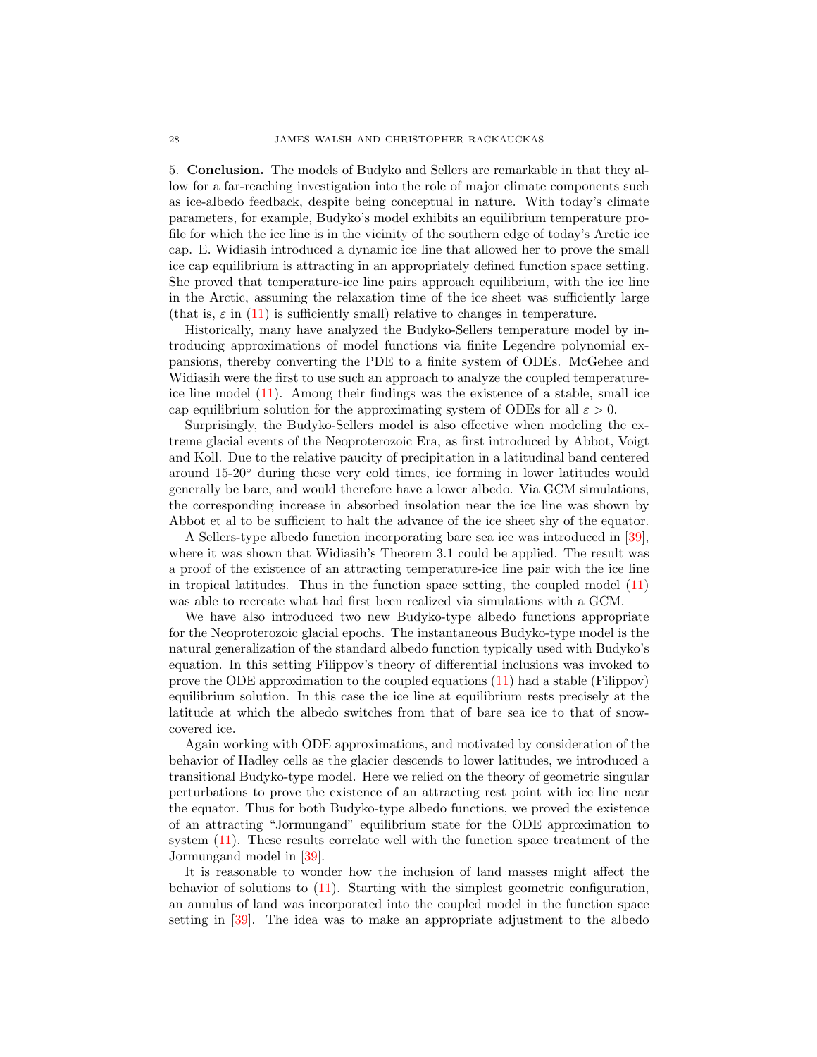## 5. Conclusion.

The models of Budyko and Sellers are remarkable in that they allow for a far-reaching investigation into the role of major climate components such as ice-albedo feedback, despite being conceptual in nature. With today's climate parameters, for example, Budyko's model exhibits an equilibrium temperature profile for which the ice line is in the vicinity of the southern edge of today's Arctic ice cap. E. Widiasih introduced a dynamic ice line that allowed her to prove the small ice cap equilibrium is attracting in an appropriately defined function space setting. She proved that temperature-ice line pairs approach equilibrium, with the ice line in the Arctic, assuming the relaxation time of the ice sheet was sufficiently large (that is, $\varepsilon$ in (11) is sufficiently small) relative to changes in temperature.

Historically, many have analyzed the Budyko-Sellers temperature model by introducing approximations of model functions via finite Legendre polynomial expansions, thereby converting the PDE to a finite system of ODEs. McGehee and Widiasih were the first to use such an approach to analyze the coupled temperature-ice line model (11). Among their findings was the existence of a stable, small ice cap equilibrium solution for the approximating system of ODEs for all $\varepsilon > 0$.

Surprisingly, the Budyko-Sellers model is also effective when modeling the extreme glacial events of the Neoproterozoic Era, as first introduced by Abbot, Voigt and Koll. Due to the relative paucity of precipitation in a latitudinal band centered around 15-20° during these very cold times, ice forming in lower latitudes would generally be bare, and would therefore have a lower albedo. Via GCM simulations, the corresponding increase in absorbed insolation near the ice line was shown by Abbot et al to be sufficient to halt the advance of the ice sheet shy of the equator.

A Sellers-type albedo function incorporating bare sea ice was introduced in [39], where it was shown that Widiasih's Theorem 3.1 could be applied. The result was a proof of the existence of an attracting temperature-ice line pair with the ice line in tropical latitudes. Thus in the function space setting, the coupled model (11) was able to recreate what had first been realized via simulations with a GCM.

We have also introduced two new Budyko-type albedo functions appropriate for the Neoproterozoic glacial epochs. The instantaneous Budyko-type model is the natural generalization of the standard albedo function typically used with Budyko's equation. In this setting Filippov's theory of differential inclusions was invoked to prove the ODE approximation to the coupled equations (11) had a stable (Filippov) equilibrium solution. In this case the ice line at equilibrium rests precisely at the latitude at which the albedo switches from that of bare sea ice to that of snow-covered ice.

Again working with ODE approximations, and motivated by consideration of the behavior of Hadley cells as the glacier descends to lower latitudes, we introduced a transitional Budyko-type model. Here we relied on the theory of geometric singular perturbations to prove the existence of an attracting rest point with ice line near the equator. Thus for both Budyko-type albedo functions, we proved the existence of an attracting "Jormungand" equilibrium state for the ODE approximation to system (11). These results correlate well with the function space treatment of the Jormungand model in [39].

It is reasonable to wonder how the inclusion of land masses might affect the behavior of solutions to (11). Starting with the simplest geometric configuration, an annulus of land was incorporated into the coupled model in the function space setting in [39]. The idea was to make an appropriate adjustment to the albedo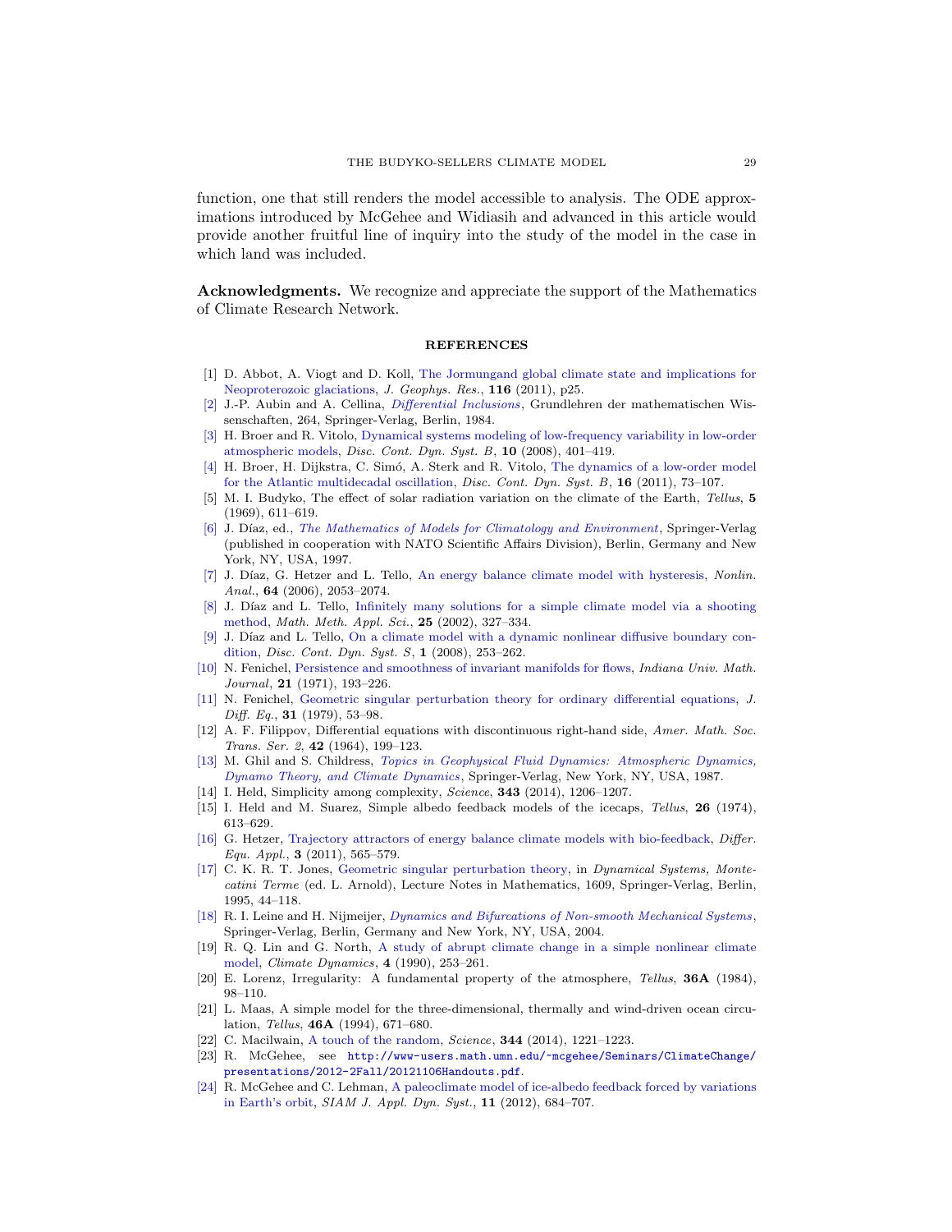function, one that still renders the model accessible to analysis. The ODE approximations introduced by McGehee and Widiasih and advanced in this article would provide another fruitful line of inquiry into the study of the model in the case in which land was included.

**Acknowledgments.** We recognize and appreciate the support of the Mathematics of Climate Research Network.

## REFERENCES

[1] D. Abbot, A. Viogt and D. Koll, The Jormungand global climate state and implications for Neoproterozoic glaciations, *J. Geophys. Res.*, **116** (2011), p25.

[2] J.-P. Aubin and A. Cellina, *Differential Inclusions*, Grundlehren der mathematischen Wissenschaften, 264, Springer-Verlag, Berlin, 1984.

[3] H. Broer and R. Vitolo, Dynamical systems modeling of low-frequency variability in low-order atmospheric models, *Disc. Cont. Dyn. Syst. B*, **10** (2008), 401–419.

[4] H. Broer, H. Dijkstra, C. Simó, A. Sterk and R. Vitolo, The dynamics of a low-order model for the Atlantic multidecadal oscillation, *Disc. Cont. Dyn. Syst. B*, **16** (2011), 73–107.

[5] M. I. Budyko, The effect of solar radiation variation on the climate of the Earth, *Tellus*, **5** (1969), 611–619.

[6] J. Díaz, ed., *The Mathematics of Models for Climatology and Environment*, Springer-Verlag (published in cooperation with NATO Scientific Affairs Division), Berlin, Germany and New York, NY, USA, 1997.

[7] J. Díaz, G. Hetzer and L. Tello, An energy balance climate model with hysteresis, *Nonlin. Anal.*, **64** (2006), 2053–2074.

[8] J. Díaz and L. Tello, Infinitely many solutions for a simple climate model via a shooting method, *Math. Meth. Appl. Sci.*, **25** (2002), 327–334.

[9] J. Díaz and L. Tello, On a climate model with a dynamic nonlinear diffusive boundary condition, *Disc. Cont. Dyn. Syst. S*, **1** (2008), 253–262.

[10] N. Fenichel, Persistence and smoothness of invariant manifolds for flows, *Indiana Univ. Math. Journal*, **21** (1971), 193–226.

[11] N. Fenichel, Geometric singular perturbation theory for ordinary differential equations, *J. Diff. Eq.*, **31** (1979), 53–98.

[12] A. F. Filippov, Differential equations with discontinuous right-hand side, *Amer. Math. Soc. Trans. Ser. 2*, **42** (1964), 199–123.

[13] M. Ghil and S. Childress, *Topics in Geophysical Fluid Dynamics: Atmospheric Dynamics, Dynamo Theory, and Climate Dynamics*, Springer-Verlag, New York, NY, USA, 1987.

[14] I. Held, Simplicity among complexity, *Science*, **343** (2014), 1206–1207.

[15] I. Held and M. Suarez, Simple albedo feedback models of the icecaps, *Tellus*, **26** (1974), 613–629.

[16] G. Hetzer, Trajectory attractors of energy balance climate models with bio-feedback, *Differ. Equ. Appl.*, **3** (2011), 565–579.

[17] C. K. R. T. Jones, Geometric singular perturbation theory, in *Dynamical Systems, Montecatini Terme* (ed. L. Arnold), Lecture Notes in Mathematics, 1609, Springer-Verlag, Berlin, 1995, 44–118.

[18] R. I. Leine and H. Nijmeijer, *Dynamics and Bifurcations of Non-smooth Mechanical Systems*, Springer-Verlag, Berlin, Germany and New York, NY, USA, 2004.

[19] R. Q. Lin and G. North, A study of abrupt climate change in a simple nonlinear climate model, *Climate Dynamics*, **4** (1990), 253–261.

[20] E. Lorenz, Irregularity: A fundamental property of the atmosphere, *Tellus*, **36A** (1984), 98–110.

[21] L. Maas, A simple model for the three-dimensional, thermally and wind-driven ocean circulation, *Tellus*, **46A** (1994), 671–680.

[22] C. Macilwain, A touch of the random, *Science*, **344** (2014), 1221–1223.

[23] R. McGehee, see `http://www-users.math.umn.edu/~mcgehee/Seminars/ClimateChange/presentations/2012-2Fall/20121106Handouts.pdf`.

[24] R. McGehee and C. Lehman, A paleoclimate model of ice-albedo feedback forced by variations in Earth's orbit, *SIAM J. Appl. Dyn. Syst.*, **11** (2012), 684–707.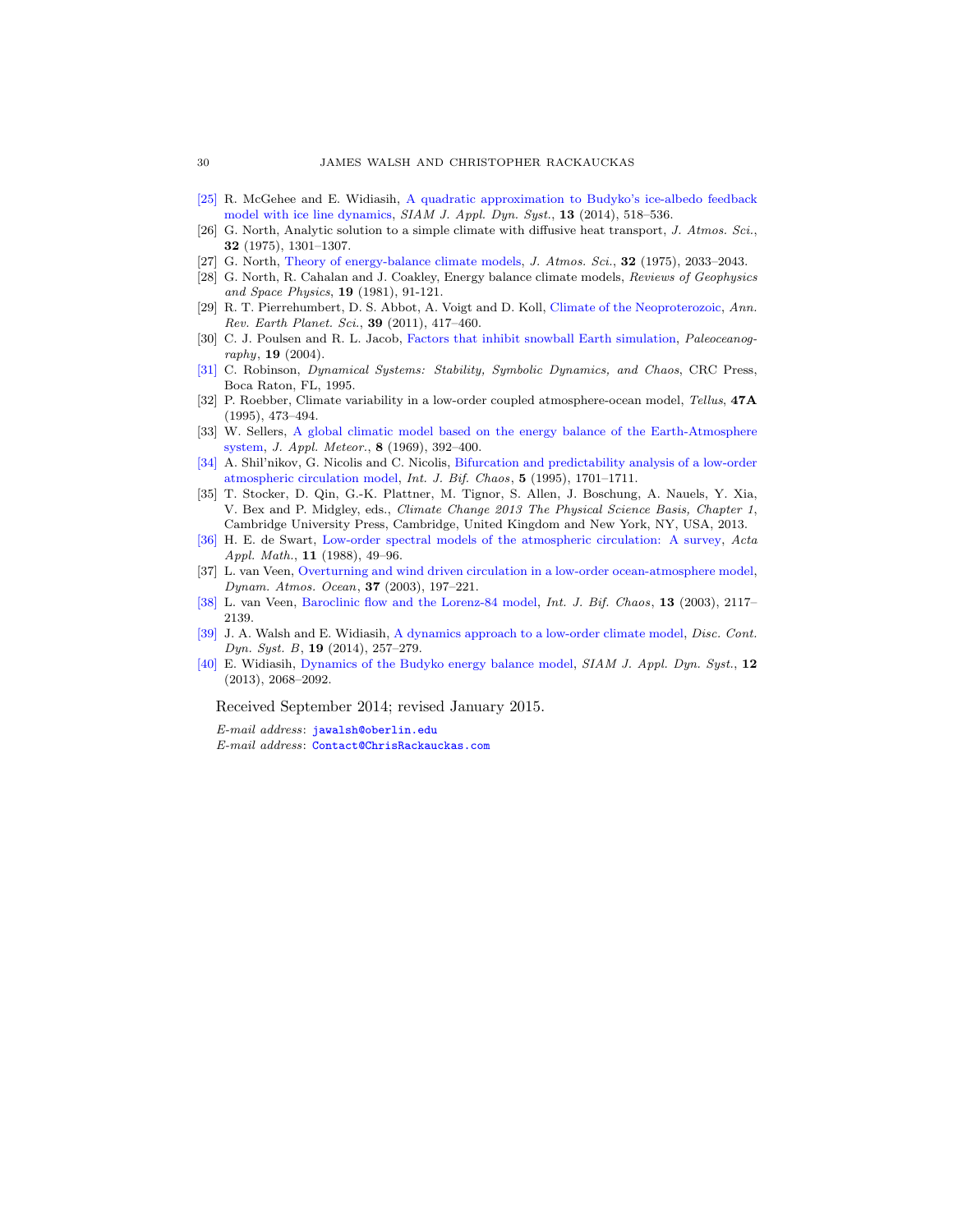[25] R. McGehee and E. Widiasih, A quadratic approximation to Budyko's ice-albedo feedback model with ice line dynamics, *SIAM J. Appl. Dyn. Syst.*, **13** (2014), 518–536.

[26] G. North, Analytic solution to a simple climate with diffusive heat transport, *J. Atmos. Sci.*, **32** (1975), 1301–1307.

[27] G. North, Theory of energy-balance climate models, *J. Atmos. Sci.*, **32** (1975), 2033–2043.

[28] G. North, R. Cahalan and J. Coakley, Energy balance climate models, *Reviews of Geophysics and Space Physics*, **19** (1981), 91-121.

[29] R. T. Pierrehumbert, D. S. Abbot, A. Voigt and D. Koll, Climate of the Neoproterozoic, *Ann. Rev. Earth Planet. Sci.*, **39** (2011), 417–460.

[30] C. J. Poulsen and R. L. Jacob, Factors that inhibit snowball Earth simulation, *Paleoceanography*, **19** (2004).

[31] C. Robinson, *Dynamical Systems: Stability, Symbolic Dynamics, and Chaos*, CRC Press, Boca Raton, FL, 1995.

[32] P. Roebber, Climate variability in a low-order coupled atmosphere-ocean model, *Tellus*, **47A** (1995), 473–494.

[33] W. Sellers, A global climatic model based on the energy balance of the Earth-Atmosphere system, *J. Appl. Meteor.*, **8** (1969), 392–400.

[34] A. Shil'nikov, G. Nicolis and C. Nicolis, Bifurcation and predictability analysis of a low-order atmospheric circulation model, *Int. J. Bif. Chaos*, **5** (1995), 1701–1711.

[35] T. Stocker, D. Qin, G.-K. Plattner, M. Tignor, S. Allen, J. Boschung, A. Nauels, Y. Xia, V. Bex and P. Midgley, eds., *Climate Change 2013 The Physical Science Basis, Chapter 1*, Cambridge University Press, Cambridge, United Kingdom and New York, NY, USA, 2013.

[36] H. E. de Swart, Low-order spectral models of the atmospheric circulation: A survey, *Acta Appl. Math.*, **11** (1988), 49–96.

[37] L. van Veen, Overturning and wind driven circulation in a low-order ocean-atmosphere model, *Dynam. Atmos. Ocean*, **37** (2003), 197–221.

[38] L. van Veen, Baroclinic flow and the Lorenz-84 model, *Int. J. Bif. Chaos*, **13** (2003), 2117–2139.

[39] J. A. Walsh and E. Widiasih, A dynamics approach to a low-order climate model, *Disc. Cont. Dyn. Syst. B*, **19** (2014), 257–279.

[40] E. Widiasih, Dynamics of the Budyko energy balance model, *SIAM J. Appl. Dyn. Syst.*, **12** (2013), 2068–2092.

Received September 2014; revised January 2015.

*E-mail address*: jawalsh@oberlin.edu

*E-mail address*: Contact@ChrisRackauckas.com